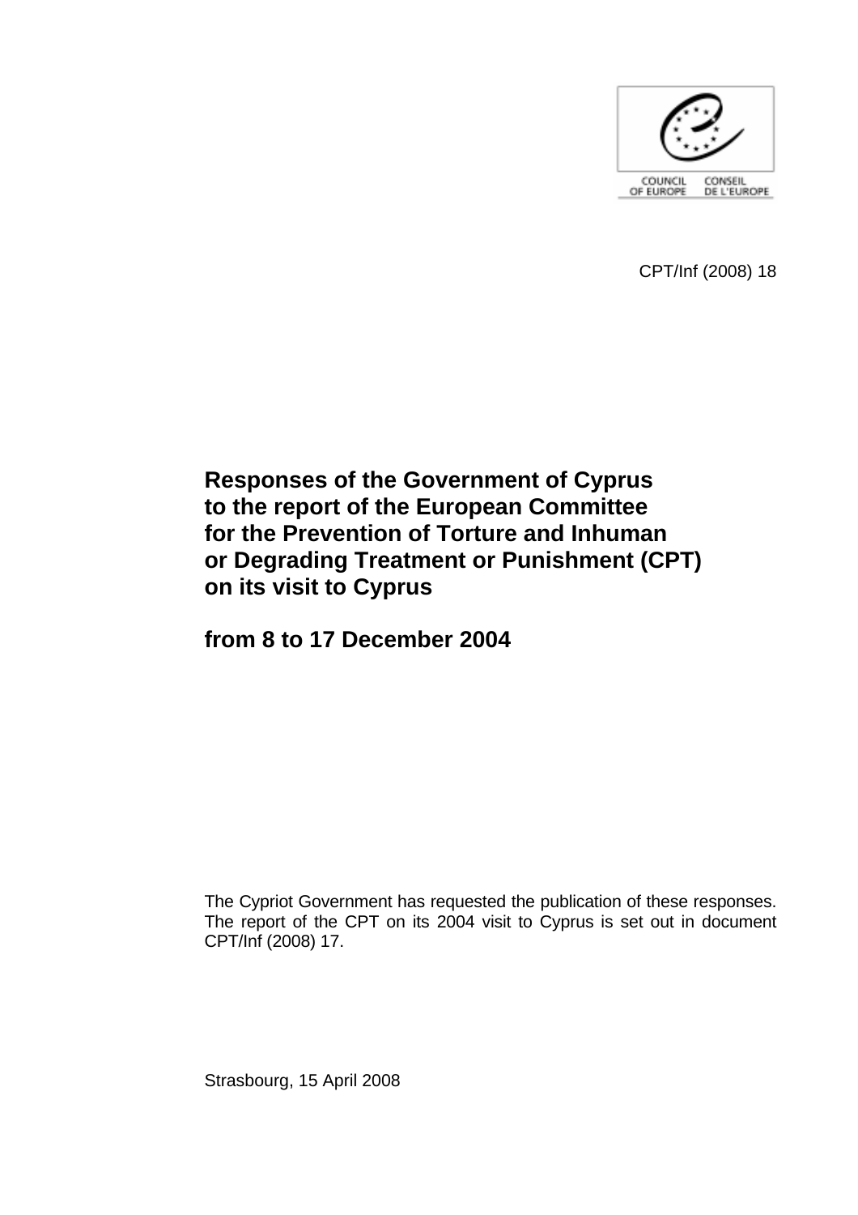COUNCIL OF EUROPE CONSEIL DE L'EUROPE

CPT/Inf (2008) 18

# Responses of the Government of Cyprus to the report of the European Committee for the Prevention of Torture and Inhuman or Degrading Treatment or Punishment (CPT) on its visit to Cyprus

## from 8 to 17 December 2004

The Cypriot Government has requested the publication of these responses. The report of the CPT on its 2004 visit to Cyprus is set out in document CPT/Inf (2008) 17.

Strasbourg, 15 April 2008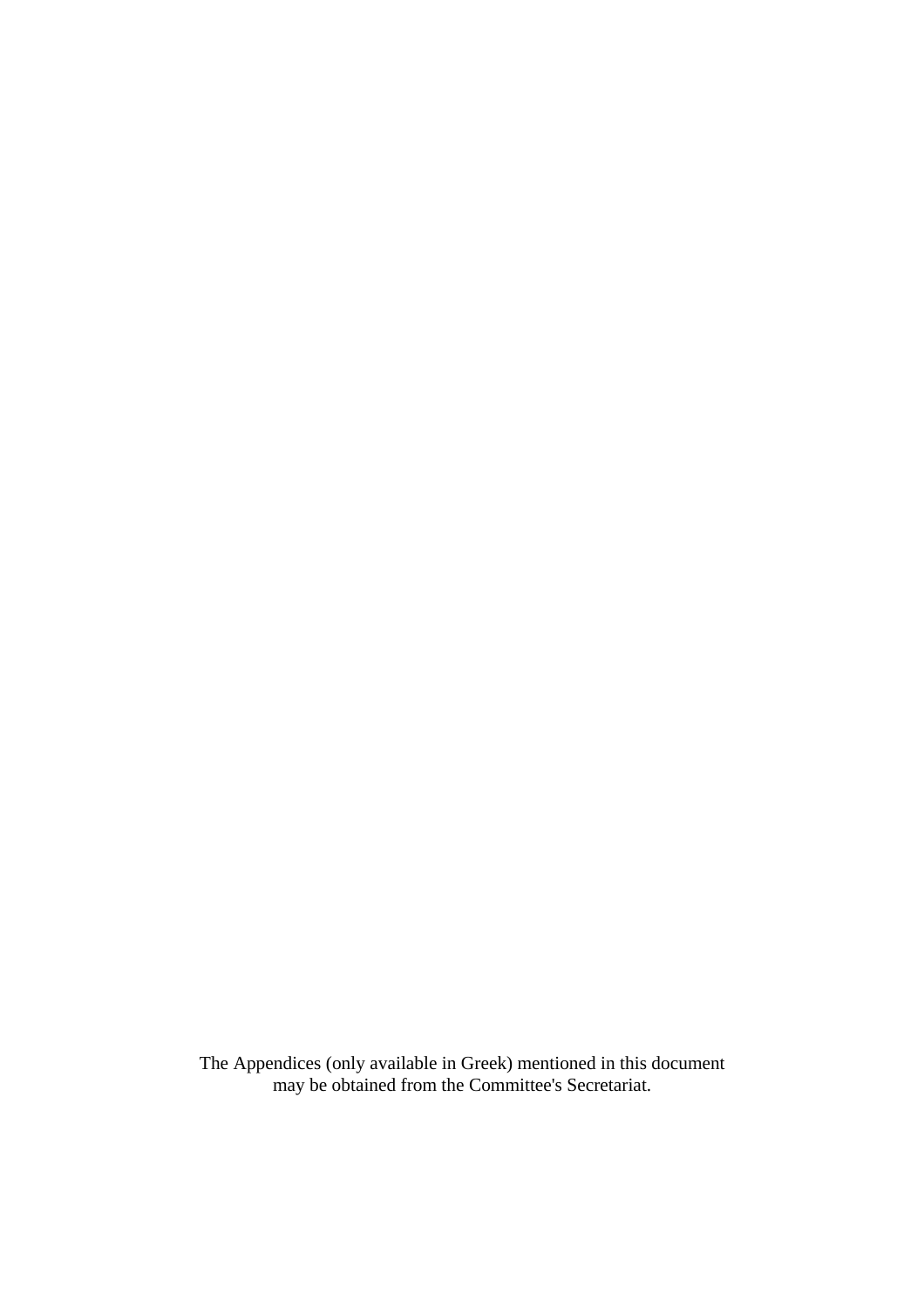The Appendices (only available in Greek) mentioned in this document may be obtained from the Committee's Secretariat.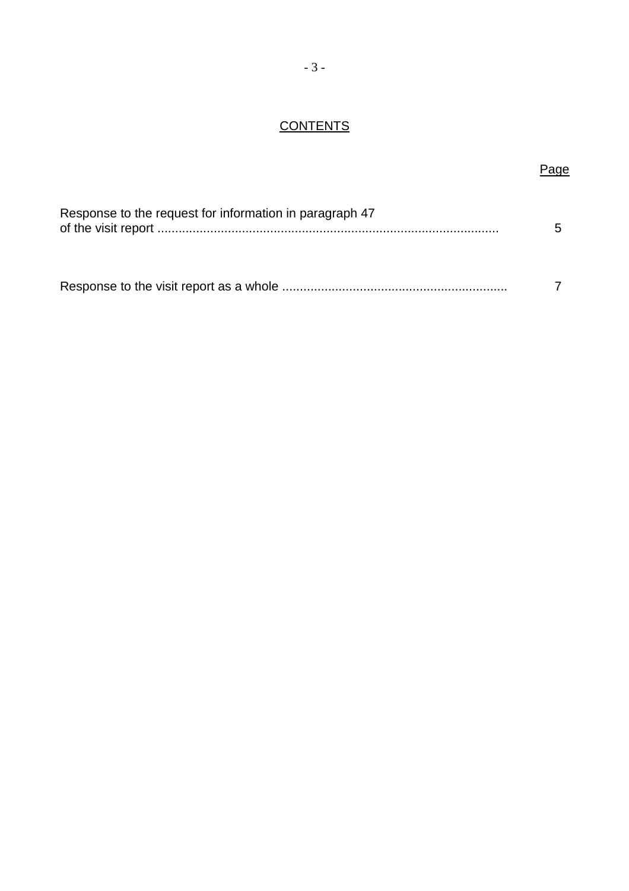# CONTENTS

| | Page |
|---|---|
| Response to the request for information in paragraph 47 of the visit report | 5 |
| Response to the visit report as a whole | 7 |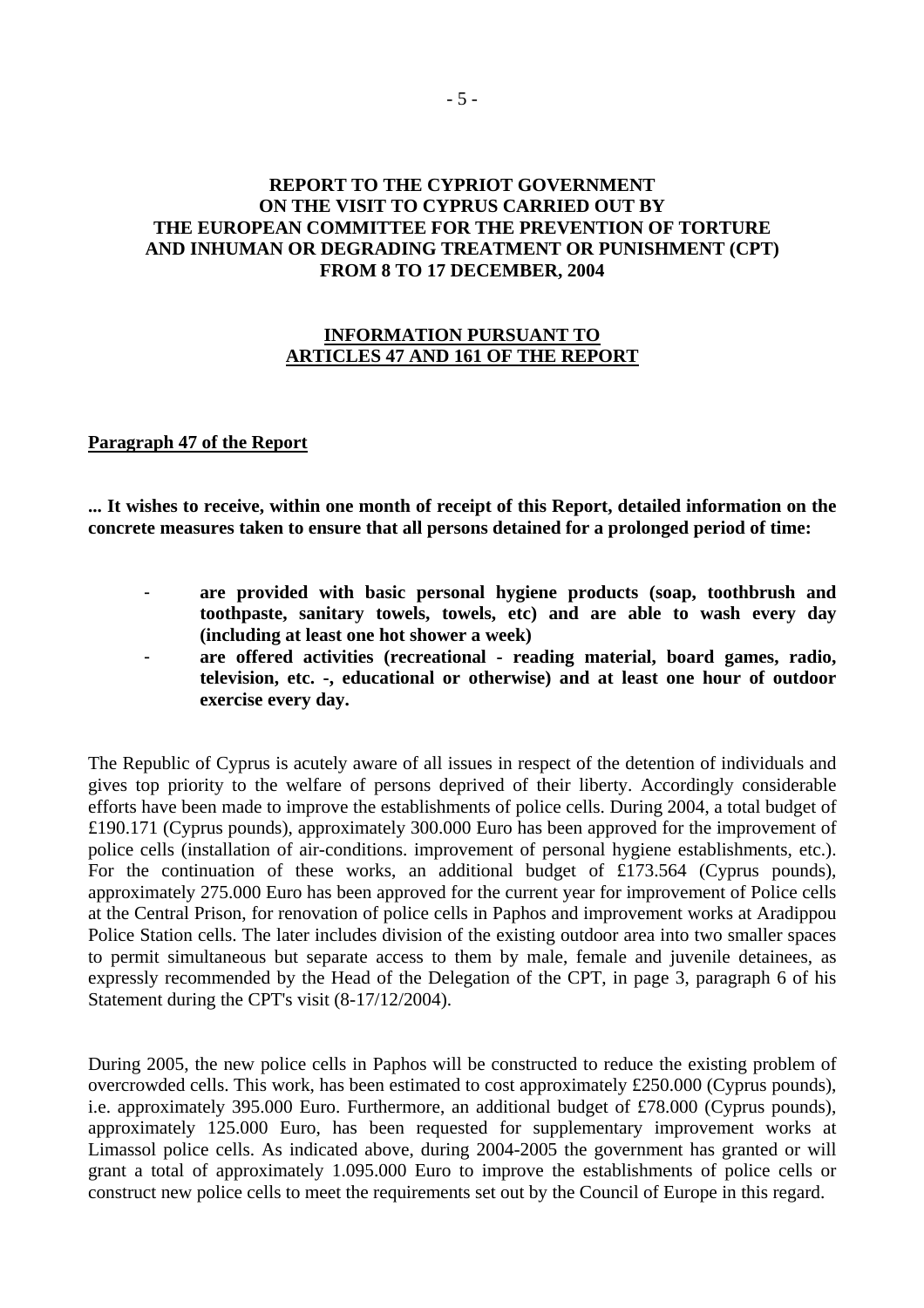## REPORT TO THE CYPRIOT GOVERNMENT ON THE VISIT TO CYPRUS CARRIED OUT BY THE EUROPEAN COMMITTEE FOR THE PREVENTION OF TORTURE AND INHUMAN OR DEGRADING TREATMENT OR PUNISHMENT (CPT) FROM 8 TO 17 DECEMBER, 2004

### INFORMATION PURSUANT TO ARTICLES 47 AND 161 OF THE REPORT

**Paragraph 47 of the Report**

**... It wishes to receive, within one month of receipt of this Report, detailed information on the concrete measures taken to ensure that all persons detained for a prolonged period of time:**

- **are provided with basic personal hygiene products (soap, toothbrush and toothpaste, sanitary towels, towels, etc) and are able to wash every day (including at least one hot shower a week)**
- **are offered activities (recreational - reading material, board games, radio, television, etc. -, educational or otherwise) and at least one hour of outdoor exercise every day.**

The Republic of Cyprus is acutely aware of all issues in respect of the detention of individuals and gives top priority to the welfare of persons deprived of their liberty. Accordingly considerable efforts have been made to improve the establishments of police cells. During 2004, a total budget of £190.171 (Cyprus pounds), approximately 300.000 Euro has been approved for the improvement of police cells (installation of air-conditions. improvement of personal hygiene establishments, etc.). For the continuation of these works, an additional budget of £173.564 (Cyprus pounds), approximately 275.000 Euro has been approved for the current year for improvement of Police cells at the Central Prison, for renovation of police cells in Paphos and improvement works at Aradippou Police Station cells. The later includes division of the existing outdoor area into two smaller spaces to permit simultaneous but separate access to them by male, female and juvenile detainees, as expressly recommended by the Head of the Delegation of the CPT, in page 3, paragraph 6 of his Statement during the CPT's visit (8-17/12/2004).

During 2005, the new police cells in Paphos will be constructed to reduce the existing problem of overcrowded cells. This work, has been estimated to cost approximately £250.000 (Cyprus pounds), i.e. approximately 395.000 Euro. Furthermore, an additional budget of £78.000 (Cyprus pounds), approximately 125.000 Euro, has been requested for supplementary improvement works at Limassol police cells. As indicated above, during 2004-2005 the government has granted or will grant a total of approximately 1.095.000 Euro to improve the establishments of police cells or construct new police cells to meet the requirements set out by the Council of Europe in this regard.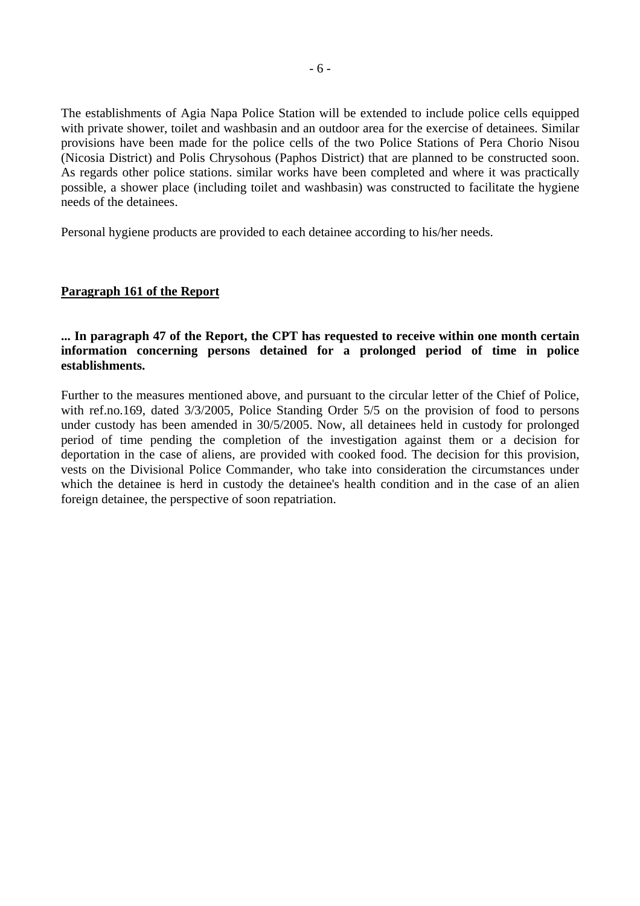The establishments of Agia Napa Police Station will be extended to include police cells equipped with private shower, toilet and washbasin and an outdoor area for the exercise of detainees. Similar provisions have been made for the police cells of the two Police Stations of Pera Chorio Nisou (Nicosia District) and Polis Chrysohous (Paphos District) that are planned to be constructed soon. As regards other police stations. similar works have been completed and where it was practically possible, a shower place (including toilet and washbasin) was constructed to facilitate the hygiene needs of the detainees.

Personal hygiene products are provided to each detainee according to his/her needs.

<u>**Paragraph 161 of the Report**</u>

**... In paragraph 47 of the Report, the CPT has requested to receive within one month certain information concerning persons detained for a prolonged period of time in police establishments.**

Further to the measures mentioned above, and pursuant to the circular letter of the Chief of Police, with ref.no.169, dated 3/3/2005, Police Standing Order 5/5 on the provision of food to persons under custody has been amended in 30/5/2005. Now, all detainees held in custody for prolonged period of time pending the completion of the investigation against them or a decision for deportation in the case of aliens, are provided with cooked food. The decision for this provision, vests on the Divisional Police Commander, who take into consideration the circumstances under which the detainee is herd in custody the detainee's health condition and in the case of an alien foreign detainee, the perspective of soon repatriation.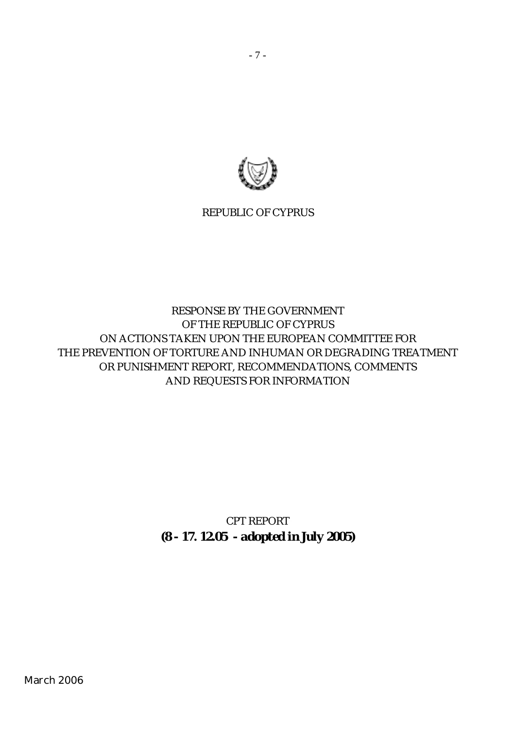REPUBLIC OF CYPRUS

RESPONSE BY THE GOVERNMENT
OF THE REPUBLIC OF CYPRUS
ON ACTIONS TAKEN UPON THE EUROPEAN COMMITTEE FOR
THE PREVENTION OF TORTURE AND INHUMAN OR DEGRADING TREATMENT
OR PUNISHMENT REPORT, RECOMMENDATIONS, COMMENTS
AND REQUESTS FOR INFORMATION

CPT REPORT
**(8 - 17. 12.05 - adopted in July 2005)**

March 2006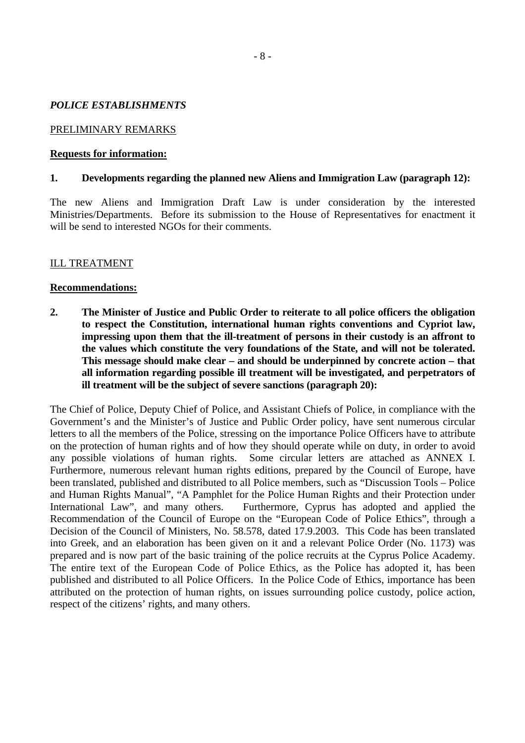***POLICE ESTABLISHMENTS***

PRELIMINARY REMARKS

**Requests for information:**

**1. Developments regarding the planned new Aliens and Immigration Law (paragraph 12):**

The new Aliens and Immigration Draft Law is under consideration by the interested Ministries/Departments. Before its submission to the House of Representatives for enactment it will be send to interested NGOs for their comments.

ILL TREATMENT

**Recommendations:**

**2. The Minister of Justice and Public Order to reiterate to all police officers the obligation to respect the Constitution, international human rights conventions and Cypriot law, impressing upon them that the ill-treatment of persons in their custody is an affront to the values which constitute the very foundations of the State, and will not be tolerated. This message should make clear – and should be underpinned by concrete action – that all information regarding possible ill treatment will be investigated, and perpetrators of ill treatment will be the subject of severe sanctions (paragraph 20):**

The Chief of Police, Deputy Chief of Police, and Assistant Chiefs of Police, in compliance with the Government's and the Minister's of Justice and Public Order policy, have sent numerous circular letters to all the members of the Police, stressing on the importance Police Officers have to attribute on the protection of human rights and of how they should operate while on duty, in order to avoid any possible violations of human rights. Some circular letters are attached as ANNEX I. Furthermore, numerous relevant human rights editions, prepared by the Council of Europe, have been translated, published and distributed to all Police members, such as "Discussion Tools – Police and Human Rights Manual", "A Pamphlet for the Police Human Rights and their Protection under International Law", and many others. Furthermore, Cyprus has adopted and applied the Recommendation of the Council of Europe on the "European Code of Police Ethics", through a Decision of the Council of Ministers, No. 58.578, dated 17.9.2003. This Code has been translated into Greek, and an elaboration has been given on it and a relevant Police Order (No. 1173) was prepared and is now part of the basic training of the police recruits at the Cyprus Police Academy. The entire text of the European Code of Police Ethics, as the Police has adopted it, has been published and distributed to all Police Officers. In the Police Code of Ethics, importance has been attributed on the protection of human rights, on issues surrounding police custody, police action, respect of the citizens' rights, and many others.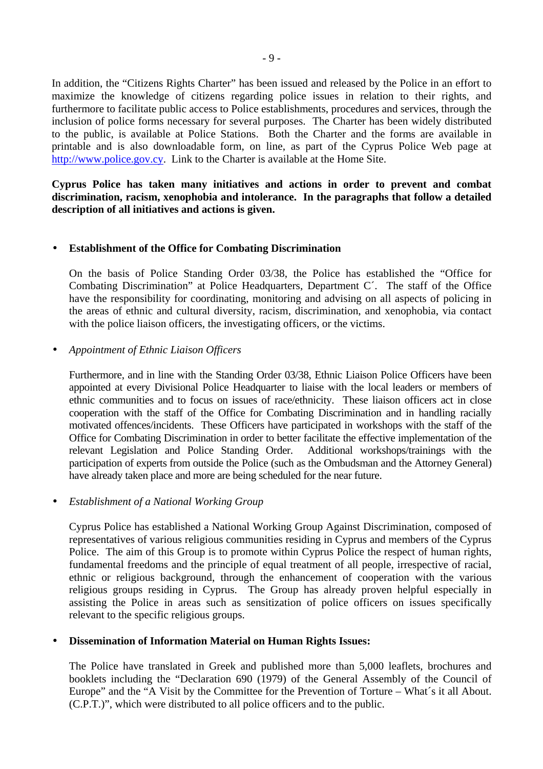In addition, the "Citizens Rights Charter" has been issued and released by the Police in an effort to maximize the knowledge of citizens regarding police issues in relation to their rights, and furthermore to facilitate public access to Police establishments, procedures and services, through the inclusion of police forms necessary for several purposes. The Charter has been widely distributed to the public, is available at Police Stations. Both the Charter and the forms are available in printable and is also downloadable form, on line, as part of the Cyprus Police Web page at http://www.police.gov.cy. Link to the Charter is available at the Home Site.

**Cyprus Police has taken many initiatives and actions in order to prevent and combat discrimination, racism, xenophobia and intolerance. In the paragraphs that follow a detailed description of all initiatives and actions is given.**

- **Establishment of the Office for Combating Discrimination**

  On the basis of Police Standing Order 03/38, the Police has established the "Office for Combating Discrimination" at Police Headquarters, Department C΄. The staff of the Office have the responsibility for coordinating, monitoring and advising on all aspects of policing in the areas of ethnic and cultural diversity, racism, discrimination, and xenophobia, via contact with the police liaison officers, the investigating officers, or the victims.

- *Appointment of Ethnic Liaison Officers*

  Furthermore, and in line with the Standing Order 03/38, Ethnic Liaison Police Officers have been appointed at every Divisional Police Headquarter to liaise with the local leaders or members of ethnic communities and to focus on issues of race/ethnicity. These liaison officers act in close cooperation with the staff of the Office for Combating Discrimination and in handling racially motivated offences/incidents. These Officers have participated in workshops with the staff of the Office for Combating Discrimination in order to better facilitate the effective implementation of the relevant Legislation and Police Standing Order. Additional workshops/trainings with the participation of experts from outside the Police (such as the Ombudsman and the Attorney General) have already taken place and more are being scheduled for the near future.

- *Establishment of a National Working Group*

  Cyprus Police has established a National Working Group Against Discrimination, composed of representatives of various religious communities residing in Cyprus and members of the Cyprus Police. The aim of this Group is to promote within Cyprus Police the respect of human rights, fundamental freedoms and the principle of equal treatment of all people, irrespective of racial, ethnic or religious background, through the enhancement of cooperation with the various religious groups residing in Cyprus. The Group has already proven helpful especially in assisting the Police in areas such as sensitization of police officers on issues specifically relevant to the specific religious groups.

- **Dissemination of Information Material on Human Rights Issues:**

  The Police have translated in Greek and published more than 5,000 leaflets, brochures and booklets including the "Declaration 690 (1979) of the General Assembly of the Council of Europe" and the "A Visit by the Committee for the Prevention of Torture – What΄s it all About. (C.P.T.)", which were distributed to all police officers and to the public.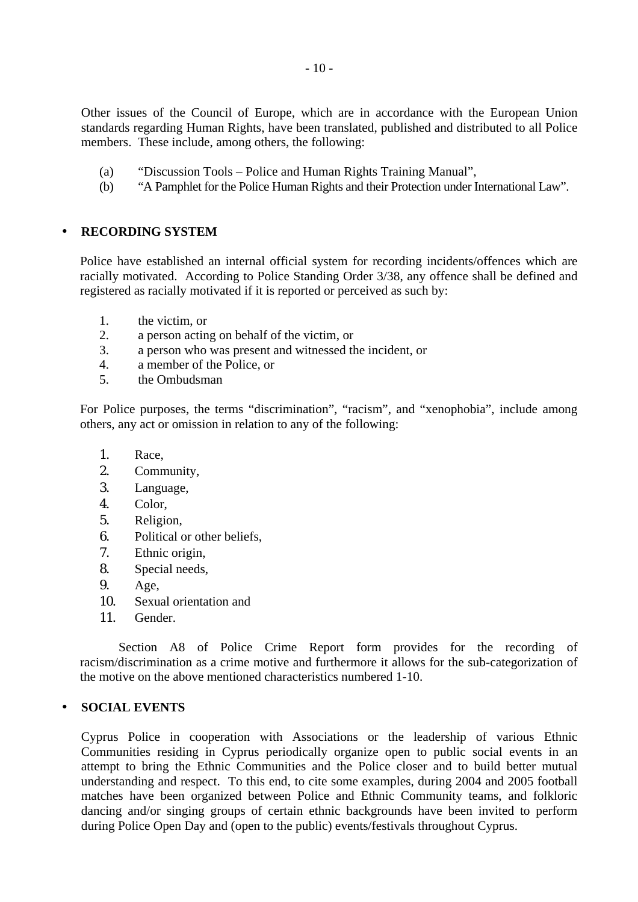Other issues of the Council of Europe, which are in accordance with the European Union standards regarding Human Rights, have been translated, published and distributed to all Police members. These include, among others, the following:

(a) "Discussion Tools – Police and Human Rights Training Manual",
(b) "A Pamphlet for the Police Human Rights and their Protection under International Law".

- **RECORDING SYSTEM**

Police have established an internal official system for recording incidents/offences which are racially motivated. According to Police Standing Order 3/38, any offence shall be defined and registered as racially motivated if it is reported or perceived as such by:

1. the victim, or
2. a person acting on behalf of the victim, or
3. a person who was present and witnessed the incident, or
4. a member of the Police, or
5. the Ombudsman

For Police purposes, the terms "discrimination", "racism", and "xenophobia", include among others, any act or omission in relation to any of the following:

1. Race,
2. Community,
3. Language,
4. Color,
5. Religion,
6. Political or other beliefs,
7. Ethnic origin,
8. Special needs,
9. Age,
10. Sexual orientation and
11. Gender.

Section A8 of Police Crime Report form provides for the recording of racism/discrimination as a crime motive and furthermore it allows for the sub-categorization of the motive on the above mentioned characteristics numbered 1-10.

- **SOCIAL EVENTS**

Cyprus Police in cooperation with Associations or the leadership of various Ethnic Communities residing in Cyprus periodically organize open to public social events in an attempt to bring the Ethnic Communities and the Police closer and to build better mutual understanding and respect. To this end, to cite some examples, during 2004 and 2005 football matches have been organized between Police and Ethnic Community teams, and folkloric dancing and/or singing groups of certain ethnic backgrounds have been invited to perform during Police Open Day and (open to the public) events/festivals throughout Cyprus.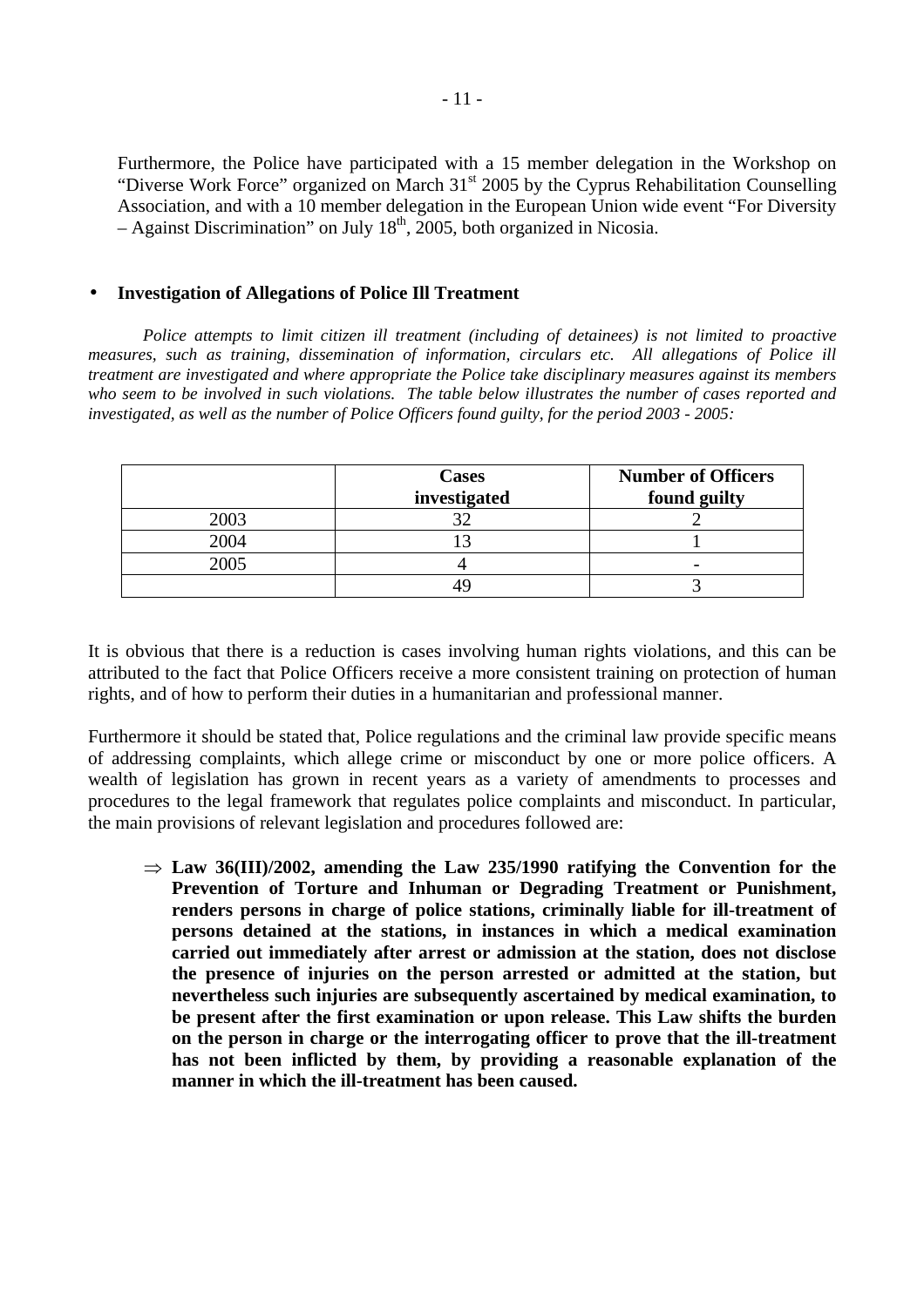Furthermore, the Police have participated with a 15 member delegation in the Workshop on "Diverse Work Force" organized on March 31st 2005 by the Cyprus Rehabilitation Counselling Association, and with a 10 member delegation in the European Union wide event "For Diversity – Against Discrimination" on July 18th, 2005, both organized in Nicosia.

- **Investigation of Allegations of Police Ill Treatment**

*Police attempts to limit citizen ill treatment (including of detainees) is not limited to proactive measures, such as training, dissemination of information, circulars etc. All allegations of Police ill treatment are investigated and where appropriate the Police take disciplinary measures against its members who seem to be involved in such violations. The table below illustrates the number of cases reported and investigated, as well as the number of Police Officers found guilty, for the period 2003 - 2005:*

| | **Cases investigated** | **Number of Officers found guilty** |
|---|---|---|
| 2003 | 32 | 2 |
| 2004 | 13 | 1 |
| 2005 | 4 | - |
| | 49 | 3 |

It is obvious that there is a reduction is cases involving human rights violations, and this can be attributed to the fact that Police Officers receive a more consistent training on protection of human rights, and of how to perform their duties in a humanitarian and professional manner.

Furthermore it should be stated that, Police regulations and the criminal law provide specific means of addressing complaints, which allege crime or misconduct by one or more police officers. A wealth of legislation has grown in recent years as a variety of amendments to processes and procedures to the legal framework that regulates police complaints and misconduct. In particular, the main provisions of relevant legislation and procedures followed are:

⇒ **Law 36(III)/2002, amending the Law 235/1990 ratifying the Convention for the Prevention of Torture and Inhuman or Degrading Treatment or Punishment, renders persons in charge of police stations, criminally liable for ill-treatment of persons detained at the stations, in instances in which a medical examination carried out immediately after arrest or admission at the station, does not disclose the presence of injuries on the person arrested or admitted at the station, but nevertheless such injuries are subsequently ascertained by medical examination, to be present after the first examination or upon release. This Law shifts the burden on the person in charge or the interrogating officer to prove that the ill-treatment has not been inflicted by them, by providing a reasonable explanation of the manner in which the ill-treatment has been caused.**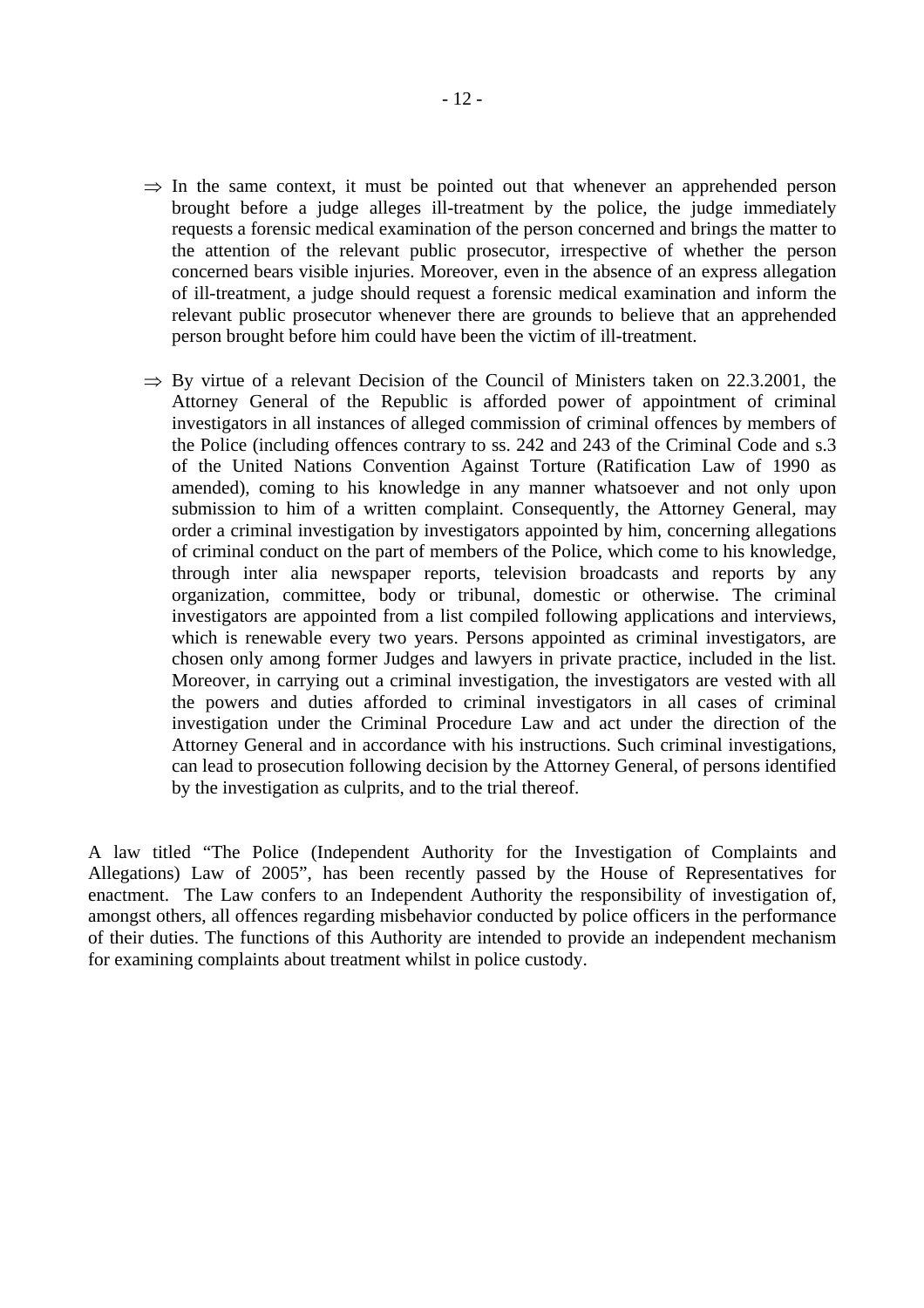- ⇒ In the same context, it must be pointed out that whenever an apprehended person brought before a judge alleges ill-treatment by the police, the judge immediately requests a forensic medical examination of the person concerned and brings the matter to the attention of the relevant public prosecutor, irrespective of whether the person concerned bears visible injuries. Moreover, even in the absence of an express allegation of ill-treatment, a judge should request a forensic medical examination and inform the relevant public prosecutor whenever there are grounds to believe that an apprehended person brought before him could have been the victim of ill-treatment.

- ⇒ By virtue of a relevant Decision of the Council of Ministers taken on 22.3.2001, the Attorney General of the Republic is afforded power of appointment of criminal investigators in all instances of alleged commission of criminal offences by members of the Police (including offences contrary to ss. 242 and 243 of the Criminal Code and s.3 of the United Nations Convention Against Torture (Ratification Law of 1990 as amended), coming to his knowledge in any manner whatsoever and not only upon submission to him of a written complaint. Consequently, the Attorney General, may order a criminal investigation by investigators appointed by him, concerning allegations of criminal conduct on the part of members of the Police, which come to his knowledge, through inter alia newspaper reports, television broadcasts and reports by any organization, committee, body or tribunal, domestic or otherwise. The criminal investigators are appointed from a list compiled following applications and interviews, which is renewable every two years. Persons appointed as criminal investigators, are chosen only among former Judges and lawyers in private practice, included in the list. Moreover, in carrying out a criminal investigation, the investigators are vested with all the powers and duties afforded to criminal investigators in all cases of criminal investigation under the Criminal Procedure Law and act under the direction of the Attorney General and in accordance with his instructions. Such criminal investigations, can lead to prosecution following decision by the Attorney General, of persons identified by the investigation as culprits, and to the trial thereof.

A law titled "The Police (Independent Authority for the Investigation of Complaints and Allegations) Law of 2005", has been recently passed by the House of Representatives for enactment. The Law confers to an Independent Authority the responsibility of investigation of, amongst others, all offences regarding misbehavior conducted by police officers in the performance of their duties. The functions of this Authority are intended to provide an independent mechanism for examining complaints about treatment whilst in police custody.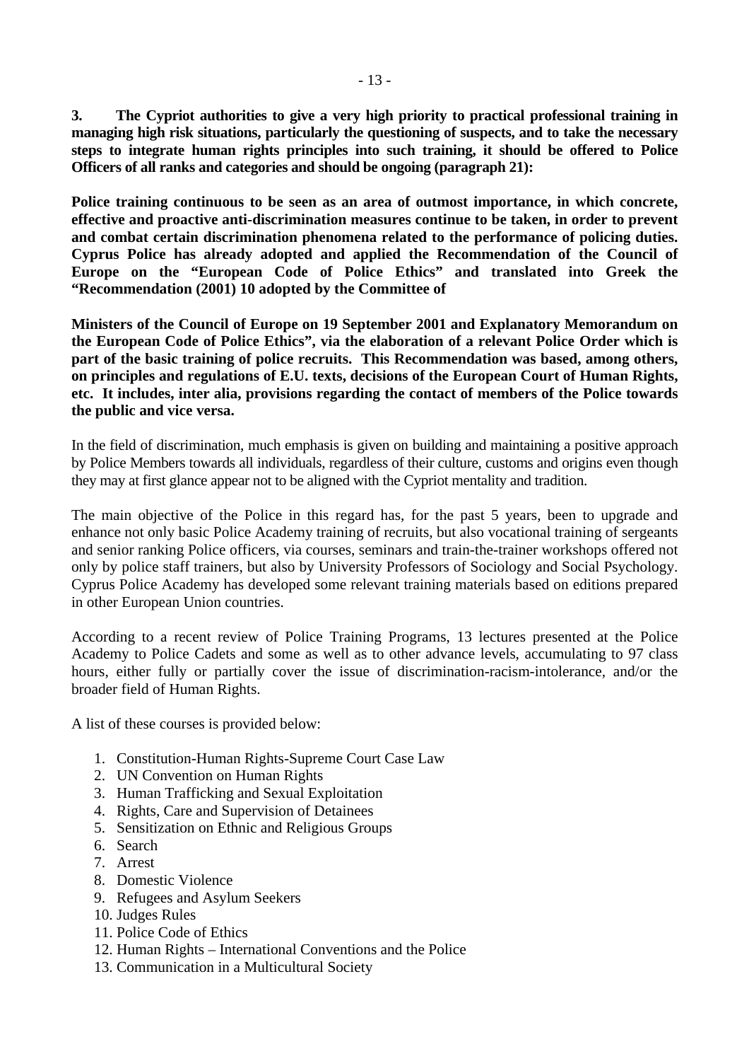**3. The Cypriot authorities to give a very high priority to practical professional training in managing high risk situations, particularly the questioning of suspects, and to take the necessary steps to integrate human rights principles into such training, it should be offered to Police Officers of all ranks and categories and should be ongoing (paragraph 21):**

**Police training continuous to be seen as an area of outmost importance, in which concrete, effective and proactive anti-discrimination measures continue to be taken, in order to prevent and combat certain discrimination phenomena related to the performance of policing duties. Cyprus Police has already adopted and applied the Recommendation of the Council of Europe on the "European Code of Police Ethics" and translated into Greek the "Recommendation (2001) 10 adopted by the Committee of**

**Ministers of the Council of Europe on 19 September 2001 and Explanatory Memorandum on the European Code of Police Ethics", via the elaboration of a relevant Police Order which is part of the basic training of police recruits. This Recommendation was based, among others, on principles and regulations of E.U. texts, decisions of the European Court of Human Rights, etc. It includes, inter alia, provisions regarding the contact of members of the Police towards the public and vice versa.**

In the field of discrimination, much emphasis is given on building and maintaining a positive approach by Police Members towards all individuals, regardless of their culture, customs and origins even though they may at first glance appear not to be aligned with the Cypriot mentality and tradition.

The main objective of the Police in this regard has, for the past 5 years, been to upgrade and enhance not only basic Police Academy training of recruits, but also vocational training of sergeants and senior ranking Police officers, via courses, seminars and train-the-trainer workshops offered not only by police staff trainers, but also by University Professors of Sociology and Social Psychology. Cyprus Police Academy has developed some relevant training materials based on editions prepared in other European Union countries.

According to a recent review of Police Training Programs, 13 lectures presented at the Police Academy to Police Cadets and some as well as to other advance levels, accumulating to 97 class hours, either fully or partially cover the issue of discrimination-racism-intolerance, and/or the broader field of Human Rights.

A list of these courses is provided below:

1. Constitution-Human Rights-Supreme Court Case Law
2. UN Convention on Human Rights
3. Human Trafficking and Sexual Exploitation
4. Rights, Care and Supervision of Detainees
5. Sensitization on Ethnic and Religious Groups
6. Search
7. Arrest
8. Domestic Violence
9. Refugees and Asylum Seekers
10. Judges Rules
11. Police Code of Ethics
12. Human Rights – International Conventions and the Police
13. Communication in a Multicultural Society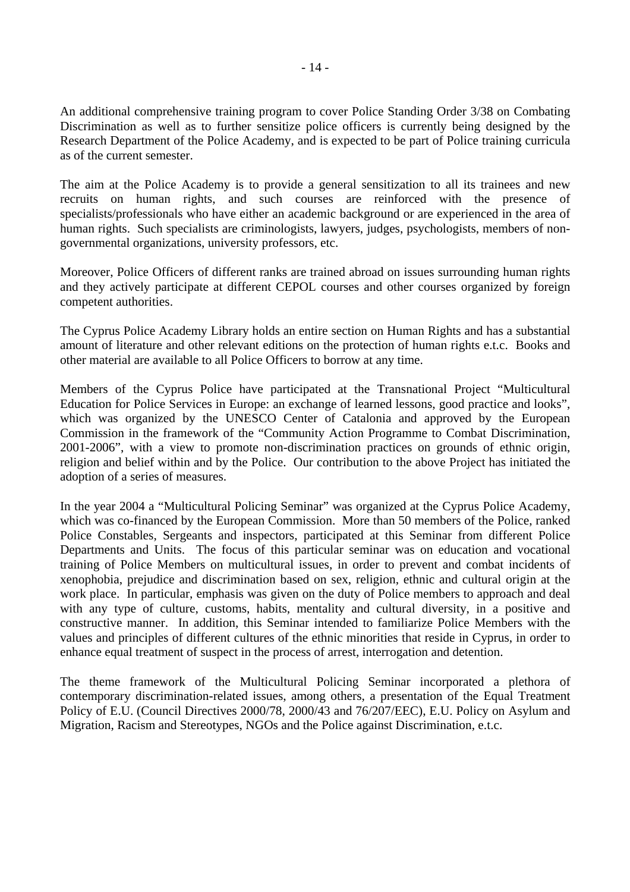An additional comprehensive training program to cover Police Standing Order 3/38 on Combating Discrimination as well as to further sensitize police officers is currently being designed by the Research Department of the Police Academy, and is expected to be part of Police training curricula as of the current semester.

The aim at the Police Academy is to provide a general sensitization to all its trainees and new recruits on human rights, and such courses are reinforced with the presence of specialists/professionals who have either an academic background or are experienced in the area of human rights. Such specialists are criminologists, lawyers, judges, psychologists, members of non-governmental organizations, university professors, etc.

Moreover, Police Officers of different ranks are trained abroad on issues surrounding human rights and they actively participate at different CEPOL courses and other courses organized by foreign competent authorities.

The Cyprus Police Academy Library holds an entire section on Human Rights and has a substantial amount of literature and other relevant editions on the protection of human rights e.t.c. Books and other material are available to all Police Officers to borrow at any time.

Members of the Cyprus Police have participated at the Transnational Project "Multicultural Education for Police Services in Europe: an exchange of learned lessons, good practice and looks", which was organized by the UNESCO Center of Catalonia and approved by the European Commission in the framework of the "Community Action Programme to Combat Discrimination, 2001-2006", with a view to promote non-discrimination practices on grounds of ethnic origin, religion and belief within and by the Police. Our contribution to the above Project has initiated the adoption of a series of measures.

In the year 2004 a "Multicultural Policing Seminar" was organized at the Cyprus Police Academy, which was co-financed by the European Commission. More than 50 members of the Police, ranked Police Constables, Sergeants and inspectors, participated at this Seminar from different Police Departments and Units. The focus of this particular seminar was on education and vocational training of Police Members on multicultural issues, in order to prevent and combat incidents of xenophobia, prejudice and discrimination based on sex, religion, ethnic and cultural origin at the work place. In particular, emphasis was given on the duty of Police members to approach and deal with any type of culture, customs, habits, mentality and cultural diversity, in a positive and constructive manner. In addition, this Seminar intended to familiarize Police Members with the values and principles of different cultures of the ethnic minorities that reside in Cyprus, in order to enhance equal treatment of suspect in the process of arrest, interrogation and detention.

The theme framework of the Multicultural Policing Seminar incorporated a plethora of contemporary discrimination-related issues, among others, a presentation of the Equal Treatment Policy of E.U. (Council Directives 2000/78, 2000/43 and 76/207/EEC), E.U. Policy on Asylum and Migration, Racism and Stereotypes, NGOs and the Police against Discrimination, e.t.c.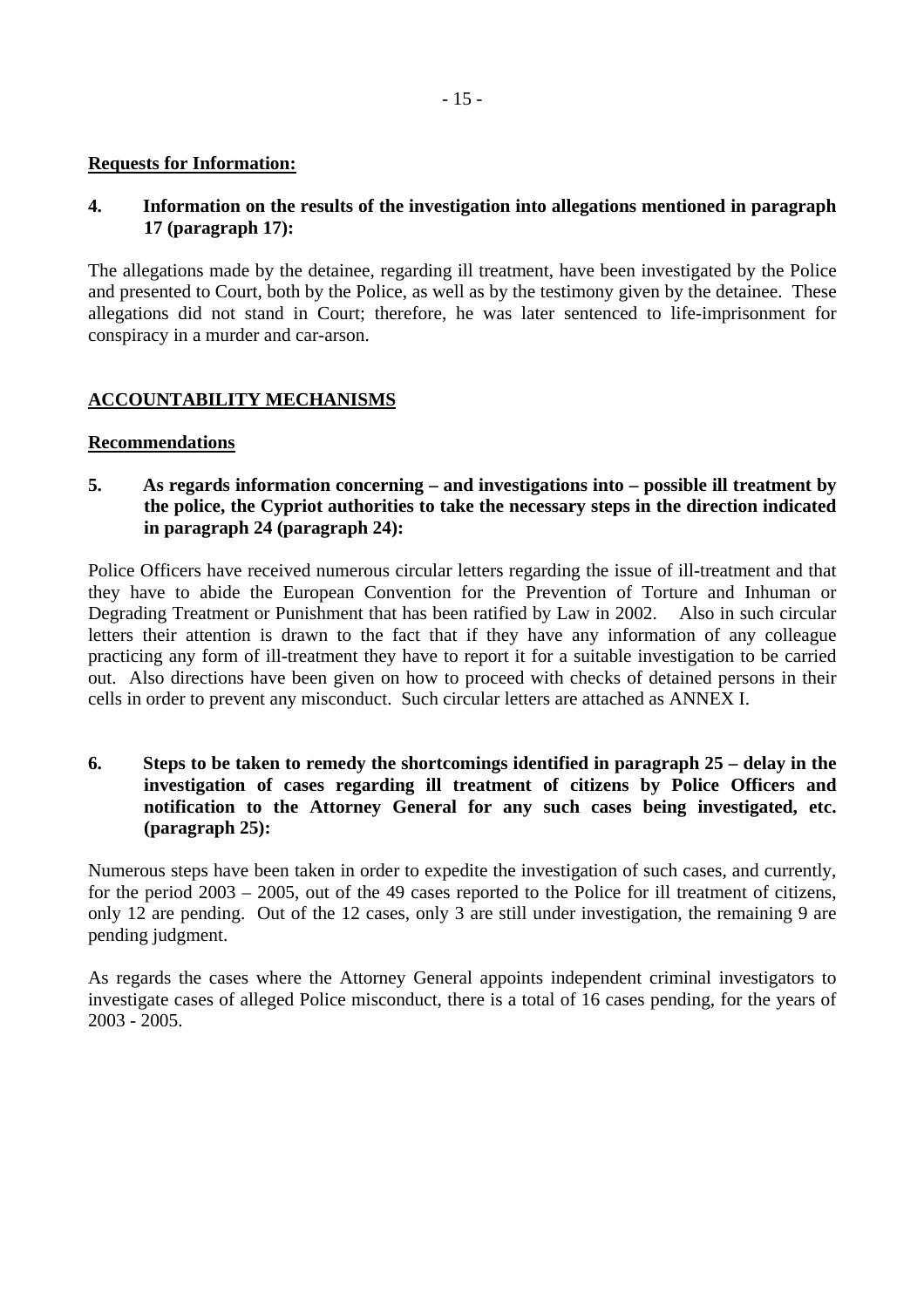**Requests for Information:**

**4. Information on the results of the investigation into allegations mentioned in paragraph 17 (paragraph 17):**

The allegations made by the detainee, regarding ill treatment, have been investigated by the Police and presented to Court, both by the Police, as well as by the testimony given by the detainee. These allegations did not stand in Court; therefore, he was later sentenced to life-imprisonment for conspiracy in a murder and car-arson.

## ACCOUNTABILITY MECHANISMS

**Recommendations**

**5. As regards information concerning – and investigations into – possible ill treatment by the police, the Cypriot authorities to take the necessary steps in the direction indicated in paragraph 24 (paragraph 24):**

Police Officers have received numerous circular letters regarding the issue of ill-treatment and that they have to abide the European Convention for the Prevention of Torture and Inhuman or Degrading Treatment or Punishment that has been ratified by Law in 2002. Also in such circular letters their attention is drawn to the fact that if they have any information of any colleague practicing any form of ill-treatment they have to report it for a suitable investigation to be carried out. Also directions have been given on how to proceed with checks of detained persons in their cells in order to prevent any misconduct. Such circular letters are attached as ANNEX I.

**6. Steps to be taken to remedy the shortcomings identified in paragraph 25 – delay in the investigation of cases regarding ill treatment of citizens by Police Officers and notification to the Attorney General for any such cases being investigated, etc. (paragraph 25):**

Numerous steps have been taken in order to expedite the investigation of such cases, and currently, for the period 2003 – 2005, out of the 49 cases reported to the Police for ill treatment of citizens, only 12 are pending. Out of the 12 cases, only 3 are still under investigation, the remaining 9 are pending judgment.

As regards the cases where the Attorney General appoints independent criminal investigators to investigate cases of alleged Police misconduct, there is a total of 16 cases pending, for the years of 2003 - 2005.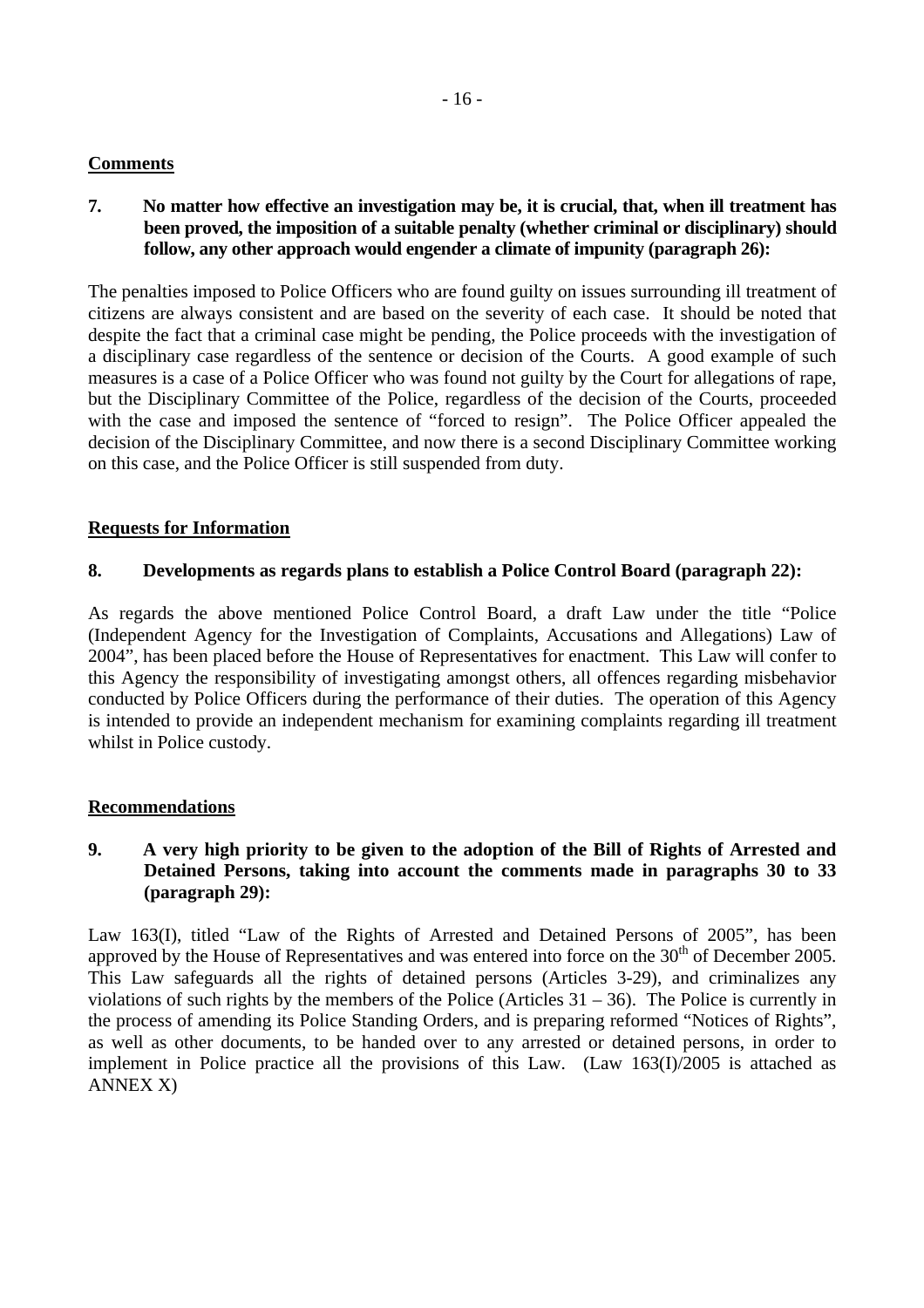**Comments**

**7. No matter how effective an investigation may be, it is crucial, that, when ill treatment has been proved, the imposition of a suitable penalty (whether criminal or disciplinary) should follow, any other approach would engender a climate of impunity (paragraph 26):**

The penalties imposed to Police Officers who are found guilty on issues surrounding ill treatment of citizens are always consistent and are based on the severity of each case. It should be noted that despite the fact that a criminal case might be pending, the Police proceeds with the investigation of a disciplinary case regardless of the sentence or decision of the Courts. A good example of such measures is a case of a Police Officer who was found not guilty by the Court for allegations of rape, but the Disciplinary Committee of the Police, regardless of the decision of the Courts, proceeded with the case and imposed the sentence of "forced to resign". The Police Officer appealed the decision of the Disciplinary Committee, and now there is a second Disciplinary Committee working on this case, and the Police Officer is still suspended from duty.

**Requests for Information**

**8. Developments as regards plans to establish a Police Control Board (paragraph 22):**

As regards the above mentioned Police Control Board, a draft Law under the title "Police (Independent Agency for the Investigation of Complaints, Accusations and Allegations) Law of 2004", has been placed before the House of Representatives for enactment. This Law will confer to this Agency the responsibility of investigating amongst others, all offences regarding misbehavior conducted by Police Officers during the performance of their duties. The operation of this Agency is intended to provide an independent mechanism for examining complaints regarding ill treatment whilst in Police custody.

**Recommendations**

**9. A very high priority to be given to the adoption of the Bill of Rights of Arrested and Detained Persons, taking into account the comments made in paragraphs 30 to 33 (paragraph 29):**

Law 163(I), titled "Law of the Rights of Arrested and Detained Persons of 2005", has been approved by the House of Representatives and was entered into force on the 30th of December 2005. This Law safeguards all the rights of detained persons (Articles 3-29), and criminalizes any violations of such rights by the members of the Police (Articles 31 – 36). The Police is currently in the process of amending its Police Standing Orders, and is preparing reformed "Notices of Rights", as well as other documents, to be handed over to any arrested or detained persons, in order to implement in Police practice all the provisions of this Law. (Law 163(I)/2005 is attached as ANNEX X)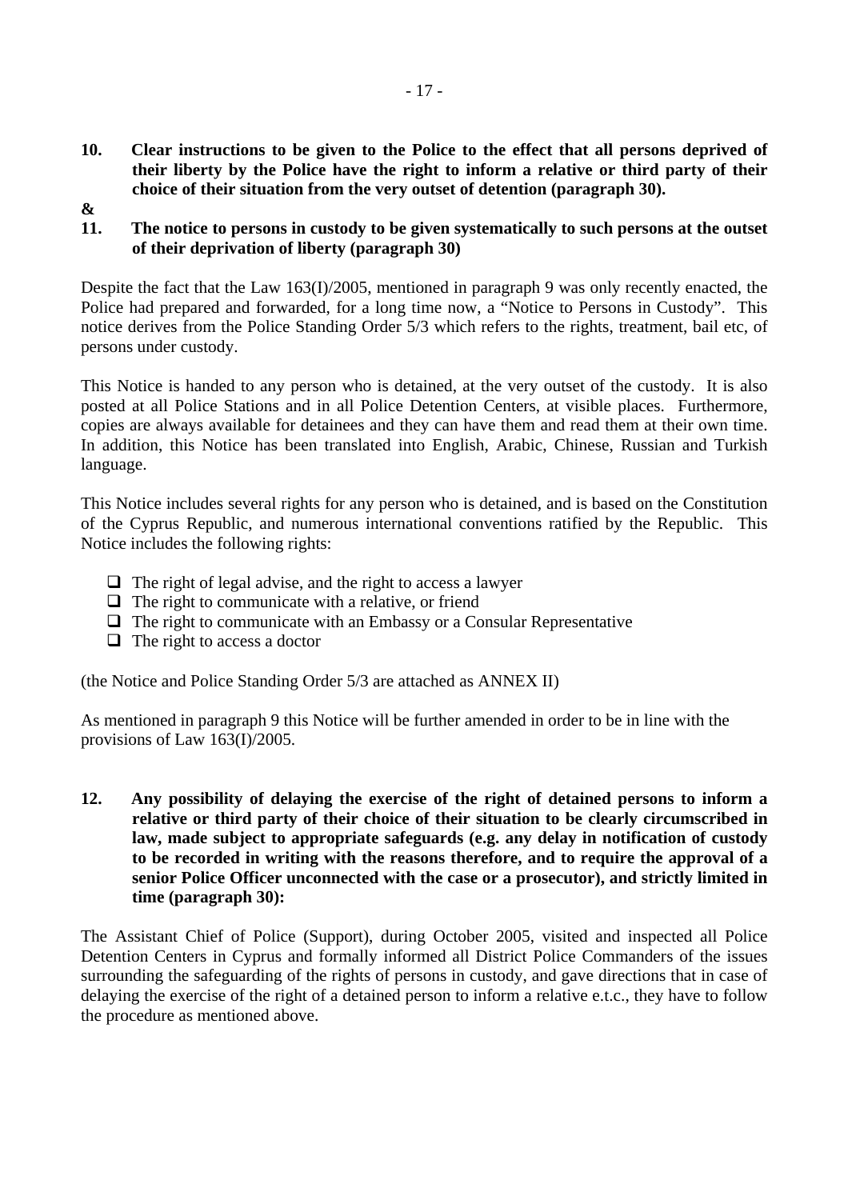**10. Clear instructions to be given to the Police to the effect that all persons deprived of their liberty by the Police have the right to inform a relative or third party of their choice of their situation from the very outset of detention (paragraph 30).**

**&**

**11. The notice to persons in custody to be given systematically to such persons at the outset of their deprivation of liberty (paragraph 30)**

Despite the fact that the Law 163(I)/2005, mentioned in paragraph 9 was only recently enacted, the Police had prepared and forwarded, for a long time now, a "Notice to Persons in Custody". This notice derives from the Police Standing Order 5/3 which refers to the rights, treatment, bail etc, of persons under custody.

This Notice is handed to any person who is detained, at the very outset of the custody. It is also posted at all Police Stations and in all Police Detention Centers, at visible places. Furthermore, copies are always available for detainees and they can have them and read them at their own time. In addition, this Notice has been translated into English, Arabic, Chinese, Russian and Turkish language.

This Notice includes several rights for any person who is detained, and is based on the Constitution of the Cyprus Republic, and numerous international conventions ratified by the Republic. This Notice includes the following rights:

- The right of legal advise, and the right to access a lawyer
- The right to communicate with a relative, or friend
- The right to communicate with an Embassy or a Consular Representative
- The right to access a doctor

(the Notice and Police Standing Order 5/3 are attached as ANNEX II)

As mentioned in paragraph 9 this Notice will be further amended in order to be in line with the provisions of Law 163(I)/2005.

**12. Any possibility of delaying the exercise of the right of detained persons to inform a relative or third party of their choice of their situation to be clearly circumscribed in law, made subject to appropriate safeguards (e.g. any delay in notification of custody to be recorded in writing with the reasons therefore, and to require the approval of a senior Police Officer unconnected with the case or a prosecutor), and strictly limited in time (paragraph 30):**

The Assistant Chief of Police (Support), during October 2005, visited and inspected all Police Detention Centers in Cyprus and formally informed all District Police Commanders of the issues surrounding the safeguarding of the rights of persons in custody, and gave directions that in case of delaying the exercise of the right of a detained person to inform a relative e.t.c., they have to follow the procedure as mentioned above.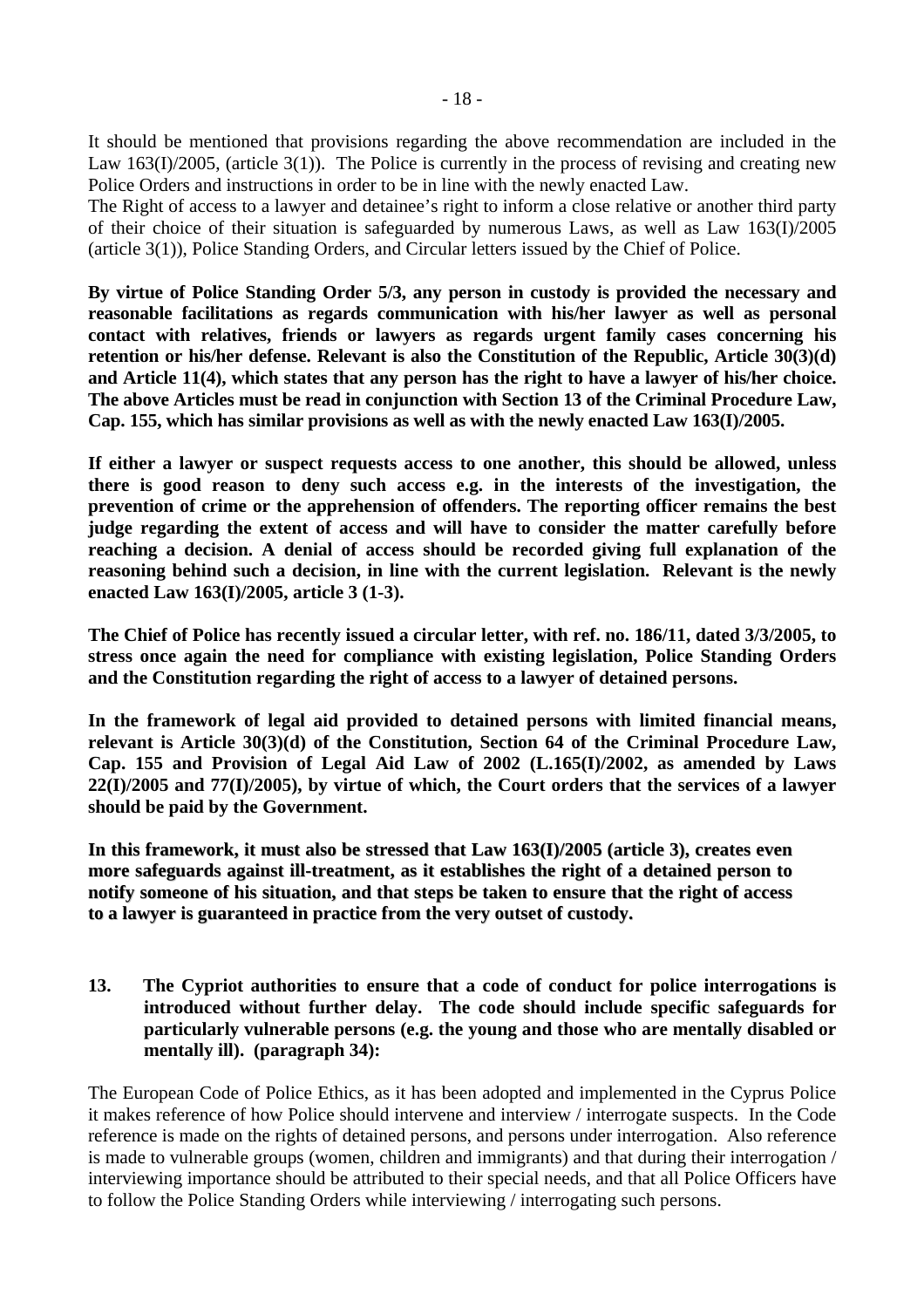It should be mentioned that provisions regarding the above recommendation are included in the Law 163(I)/2005, (article 3(1)). The Police is currently in the process of revising and creating new Police Orders and instructions in order to be in line with the newly enacted Law.
The Right of access to a lawyer and detainee's right to inform a close relative or another third party of their choice of their situation is safeguarded by numerous Laws, as well as Law 163(I)/2005 (article 3(1)), Police Standing Orders, and Circular letters issued by the Chief of Police.

**By virtue of Police Standing Order 5/3, any person in custody is provided the necessary and reasonable facilitations as regards communication with his/her lawyer as well as personal contact with relatives, friends or lawyers as regards urgent family cases concerning his retention or his/her defense. Relevant is also the Constitution of the Republic, Article 30(3)(d) and Article 11(4), which states that any person has the right to have a lawyer of his/her choice. The above Articles must be read in conjunction with Section 13 of the Criminal Procedure Law, Cap. 155, which has similar provisions as well as with the newly enacted Law 163(I)/2005.**

**If either a lawyer or suspect requests access to one another, this should be allowed, unless there is good reason to deny such access e.g. in the interests of the investigation, the prevention of crime or the apprehension of offenders. The reporting officer remains the best judge regarding the extent of access and will have to consider the matter carefully before reaching a decision. A denial of access should be recorded giving full explanation of the reasoning behind such a decision, in line with the current legislation. Relevant is the newly enacted Law 163(I)/2005, article 3 (1-3).**

**The Chief of Police has recently issued a circular letter, with ref. no. 186/11, dated 3/3/2005, to stress once again the need for compliance with existing legislation, Police Standing Orders and the Constitution regarding the right of access to a lawyer of detained persons.**

**In the framework of legal aid provided to detained persons with limited financial means, relevant is Article 30(3)(d) of the Constitution, Section 64 of the Criminal Procedure Law, Cap. 155 and Provision of Legal Aid Law of 2002 (L.165(I)/2002, as amended by Laws 22(I)/2005 and 77(I)/2005), by virtue of which, the Court orders that the services of a lawyer should be paid by the Government.**

**In this framework, it must also be stressed that Law 163(I)/2005 (article 3), creates even more safeguards against ill-treatment, as it establishes the right of a detained person to notify someone of his situation, and that steps be taken to ensure that the right of access to a lawyer is guaranteed in practice from the very outset of custody.**

**13. The Cypriot authorities to ensure that a code of conduct for police interrogations is introduced without further delay. The code should include specific safeguards for particularly vulnerable persons (e.g. the young and those who are mentally disabled or mentally ill). (paragraph 34):**

The European Code of Police Ethics, as it has been adopted and implemented in the Cyprus Police it makes reference of how Police should intervene and interview / interrogate suspects. In the Code reference is made on the rights of detained persons, and persons under interrogation. Also reference is made to vulnerable groups (women, children and immigrants) and that during their interrogation / interviewing importance should be attributed to their special needs, and that all Police Officers have to follow the Police Standing Orders while interviewing / interrogating such persons.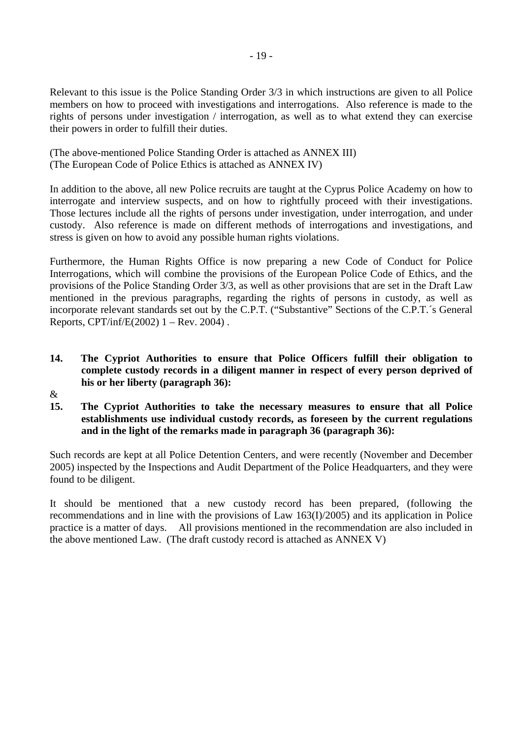Relevant to this issue is the Police Standing Order 3/3 in which instructions are given to all Police members on how to proceed with investigations and interrogations. Also reference is made to the rights of persons under investigation / interrogation, as well as to what extend they can exercise their powers in order to fulfill their duties.

(The above-mentioned Police Standing Order is attached as ANNEX III)
(The European Code of Police Ethics is attached as ANNEX IV)

In addition to the above, all new Police recruits are taught at the Cyprus Police Academy on how to interrogate and interview suspects, and on how to rightfully proceed with their investigations. Those lectures include all the rights of persons under investigation, under interrogation, and under custody. Also reference is made on different methods of interrogations and investigations, and stress is given on how to avoid any possible human rights violations.

Furthermore, the Human Rights Office is now preparing a new Code of Conduct for Police Interrogations, which will combine the provisions of the European Police Code of Ethics, and the provisions of the Police Standing Order 3/3, as well as other provisions that are set in the Draft Law mentioned in the previous paragraphs, regarding the rights of persons in custody, as well as incorporate relevant standards set out by the C.P.T. ("Substantive" Sections of the C.P.T.´s General Reports, CPT/inf/E(2002) 1 – Rev. 2004) .

**14. The Cypriot Authorities to ensure that Police Officers fulfill their obligation to complete custody records in a diligent manner in respect of every person deprived of his or her liberty (paragraph 36):**

&

**15. The Cypriot Authorities to take the necessary measures to ensure that all Police establishments use individual custody records, as foreseen by the current regulations and in the light of the remarks made in paragraph 36 (paragraph 36):**

Such records are kept at all Police Detention Centers, and were recently (November and December 2005) inspected by the Inspections and Audit Department of the Police Headquarters, and they were found to be diligent.

It should be mentioned that a new custody record has been prepared, (following the recommendations and in line with the provisions of Law 163(I)/2005) and its application in Police practice is a matter of days. All provisions mentioned in the recommendation are also included in the above mentioned Law. (The draft custody record is attached as ANNEX V)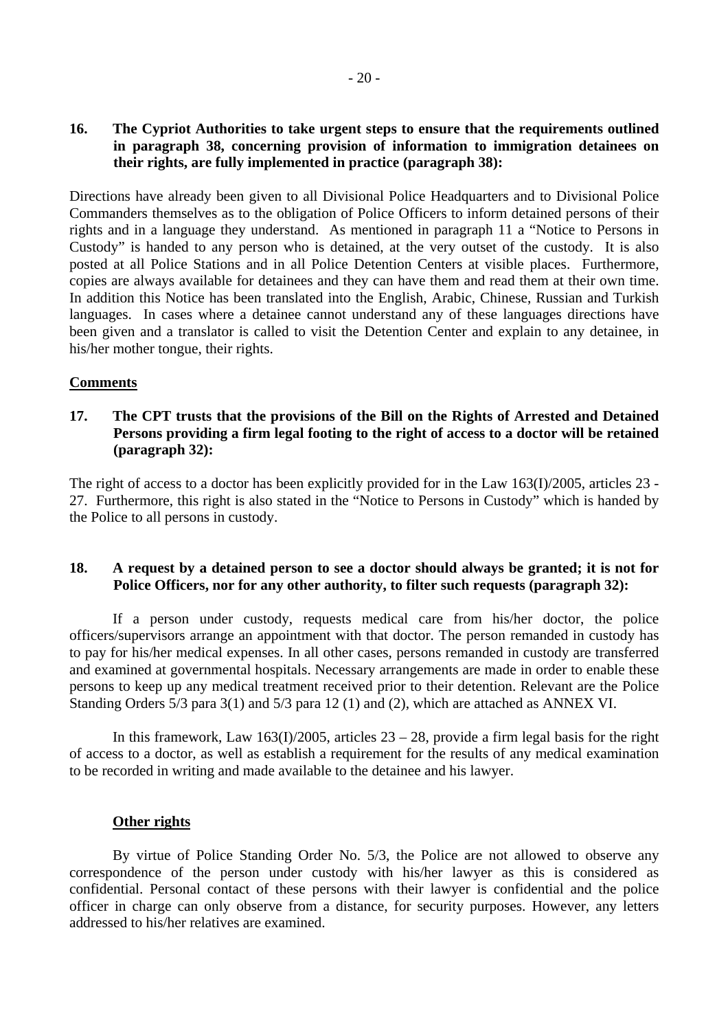**16. The Cypriot Authorities to take urgent steps to ensure that the requirements outlined in paragraph 38, concerning provision of information to immigration detainees on their rights, are fully implemented in practice (paragraph 38):**

Directions have already been given to all Divisional Police Headquarters and to Divisional Police Commanders themselves as to the obligation of Police Officers to inform detained persons of their rights and in a language they understand. As mentioned in paragraph 11 a "Notice to Persons in Custody" is handed to any person who is detained, at the very outset of the custody. It is also posted at all Police Stations and in all Police Detention Centers at visible places. Furthermore, copies are always available for detainees and they can have them and read them at their own time. In addition this Notice has been translated into the English, Arabic, Chinese, Russian and Turkish languages. In cases where a detainee cannot understand any of these languages directions have been given and a translator is called to visit the Detention Center and explain to any detainee, in his/her mother tongue, their rights.

**Comments**

**17. The CPT trusts that the provisions of the Bill on the Rights of Arrested and Detained Persons providing a firm legal footing to the right of access to a doctor will be retained (paragraph 32):**

The right of access to a doctor has been explicitly provided for in the Law 163(I)/2005, articles 23 - 27. Furthermore, this right is also stated in the "Notice to Persons in Custody" which is handed by the Police to all persons in custody.

**18. A request by a detained person to see a doctor should always be granted; it is not for Police Officers, nor for any other authority, to filter such requests (paragraph 32):**

If a person under custody, requests medical care from his/her doctor, the police officers/supervisors arrange an appointment with that doctor. The person remanded in custody has to pay for his/her medical expenses. In all other cases, persons remanded in custody are transferred and examined at governmental hospitals. Necessary arrangements are made in order to enable these persons to keep up any medical treatment received prior to their detention. Relevant are the Police Standing Orders 5/3 para 3(1) and 5/3 para 12 (1) and (2), which are attached as ANNEX VI.

In this framework, Law 163(I)/2005, articles 23 – 28, provide a firm legal basis for the right of access to a doctor, as well as establish a requirement for the results of any medical examination to be recorded in writing and made available to the detainee and his lawyer.

**Other rights**

By virtue of Police Standing Order No. 5/3, the Police are not allowed to observe any correspondence of the person under custody with his/her lawyer as this is considered as confidential. Personal contact of these persons with their lawyer is confidential and the police officer in charge can only observe from a distance, for security purposes. However, any letters addressed to his/her relatives are examined.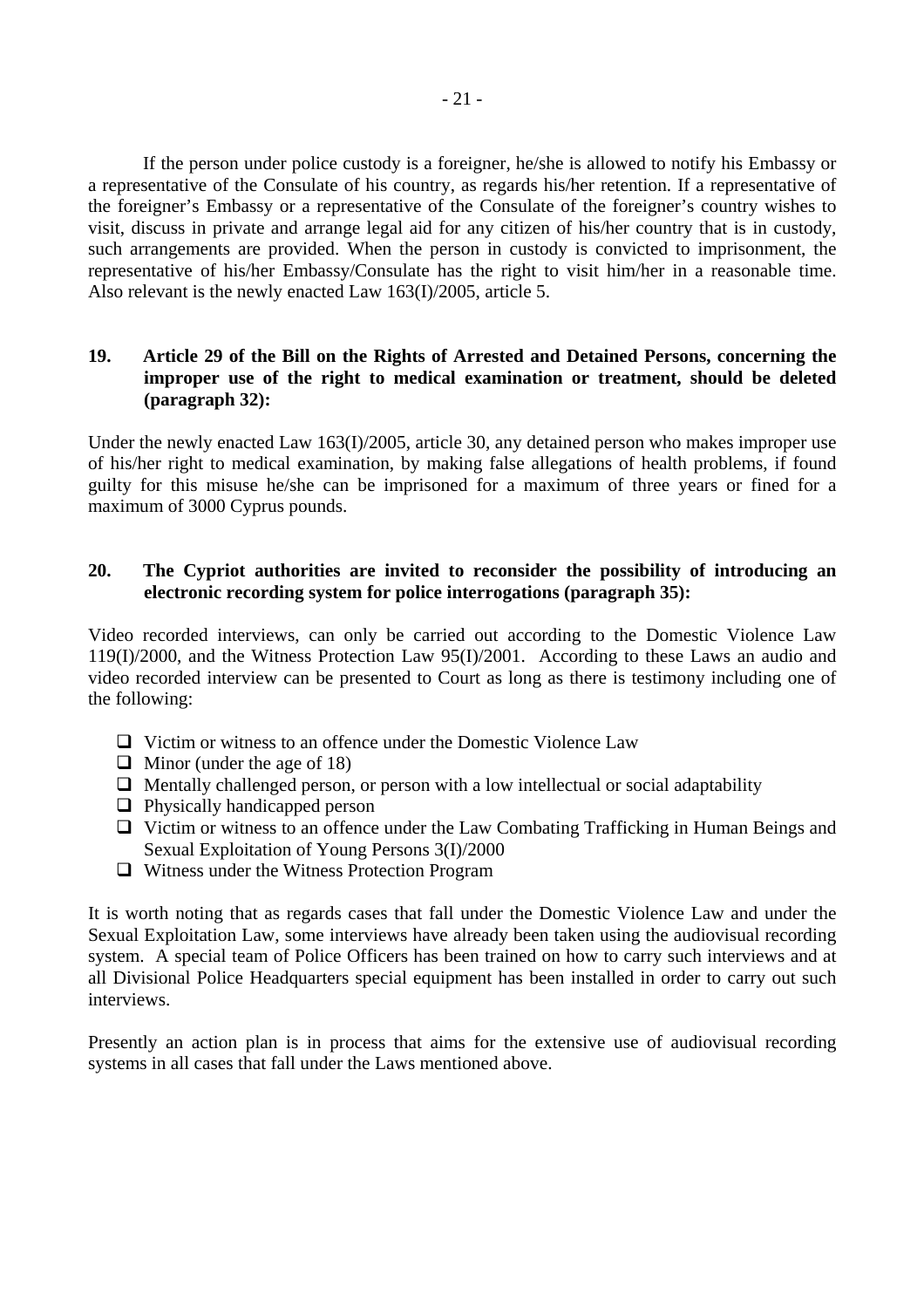If the person under police custody is a foreigner, he/she is allowed to notify his Embassy or a representative of the Consulate of his country, as regards his/her retention. If a representative of the foreigner's Embassy or a representative of the Consulate of the foreigner's country wishes to visit, discuss in private and arrange legal aid for any citizen of his/her country that is in custody, such arrangements are provided. When the person in custody is convicted to imprisonment, the representative of his/her Embassy/Consulate has the right to visit him/her in a reasonable time. Also relevant is the newly enacted Law 163(I)/2005, article 5.

**19. Article 29 of the Bill on the Rights of Arrested and Detained Persons, concerning the improper use of the right to medical examination or treatment, should be deleted (paragraph 32):**

Under the newly enacted Law 163(I)/2005, article 30, any detained person who makes improper use of his/her right to medical examination, by making false allegations of health problems, if found guilty for this misuse he/she can be imprisoned for a maximum of three years or fined for a maximum of 3000 Cyprus pounds.

**20. The Cypriot authorities are invited to reconsider the possibility of introducing an electronic recording system for police interrogations (paragraph 35):**

Video recorded interviews, can only be carried out according to the Domestic Violence Law 119(I)/2000, and the Witness Protection Law 95(I)/2001. According to these Laws an audio and video recorded interview can be presented to Court as long as there is testimony including one of the following:

- Victim or witness to an offence under the Domestic Violence Law
- Minor (under the age of 18)
- Mentally challenged person, or person with a low intellectual or social adaptability
- Physically handicapped person
- Victim or witness to an offence under the Law Combating Trafficking in Human Beings and Sexual Exploitation of Young Persons 3(I)/2000
- Witness under the Witness Protection Program

It is worth noting that as regards cases that fall under the Domestic Violence Law and under the Sexual Exploitation Law, some interviews have already been taken using the audiovisual recording system. A special team of Police Officers has been trained on how to carry such interviews and at all Divisional Police Headquarters special equipment has been installed in order to carry out such interviews.

Presently an action plan is in process that aims for the extensive use of audiovisual recording systems in all cases that fall under the Laws mentioned above.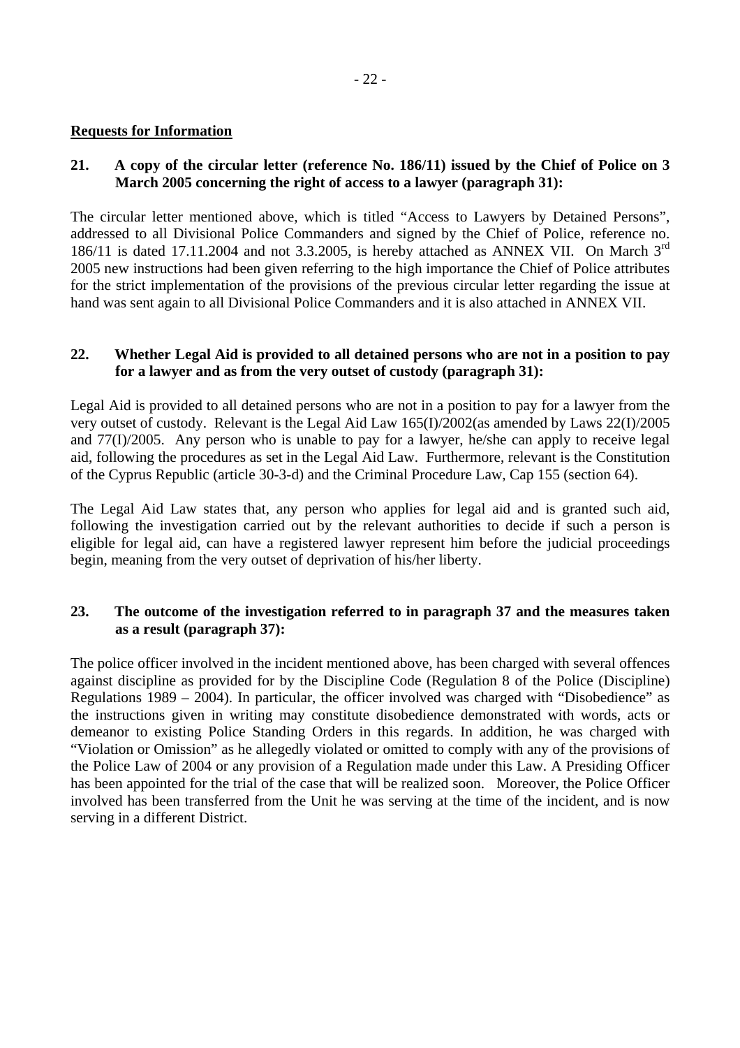**Requests for Information**

**21. A copy of the circular letter (reference No. 186/11) issued by the Chief of Police on 3 March 2005 concerning the right of access to a lawyer (paragraph 31):**

The circular letter mentioned above, which is titled "Access to Lawyers by Detained Persons", addressed to all Divisional Police Commanders and signed by the Chief of Police, reference no. 186/11 is dated 17.11.2004 and not 3.3.2005, is hereby attached as ANNEX VII. On March 3rd 2005 new instructions had been given referring to the high importance the Chief of Police attributes for the strict implementation of the provisions of the previous circular letter regarding the issue at hand was sent again to all Divisional Police Commanders and it is also attached in ANNEX VII.

**22. Whether Legal Aid is provided to all detained persons who are not in a position to pay for a lawyer and as from the very outset of custody (paragraph 31):**

Legal Aid is provided to all detained persons who are not in a position to pay for a lawyer from the very outset of custody. Relevant is the Legal Aid Law 165(I)/2002(as amended by Laws 22(I)/2005 and 77(I)/2005. Any person who is unable to pay for a lawyer, he/she can apply to receive legal aid, following the procedures as set in the Legal Aid Law. Furthermore, relevant is the Constitution of the Cyprus Republic (article 30-3-d) and the Criminal Procedure Law, Cap 155 (section 64).

The Legal Aid Law states that, any person who applies for legal aid and is granted such aid, following the investigation carried out by the relevant authorities to decide if such a person is eligible for legal aid, can have a registered lawyer represent him before the judicial proceedings begin, meaning from the very outset of deprivation of his/her liberty.

**23. The outcome of the investigation referred to in paragraph 37 and the measures taken as a result (paragraph 37):**

The police officer involved in the incident mentioned above, has been charged with several offences against discipline as provided for by the Discipline Code (Regulation 8 of the Police (Discipline) Regulations 1989 – 2004). In particular, the officer involved was charged with "Disobedience" as the instructions given in writing may constitute disobedience demonstrated with words, acts or demeanor to existing Police Standing Orders in this regards. In addition, he was charged with "Violation or Omission" as he allegedly violated or omitted to comply with any of the provisions of the Police Law of 2004 or any provision of a Regulation made under this Law. A Presiding Officer has been appointed for the trial of the case that will be realized soon. Moreover, the Police Officer involved has been transferred from the Unit he was serving at the time of the incident, and is now serving in a different District.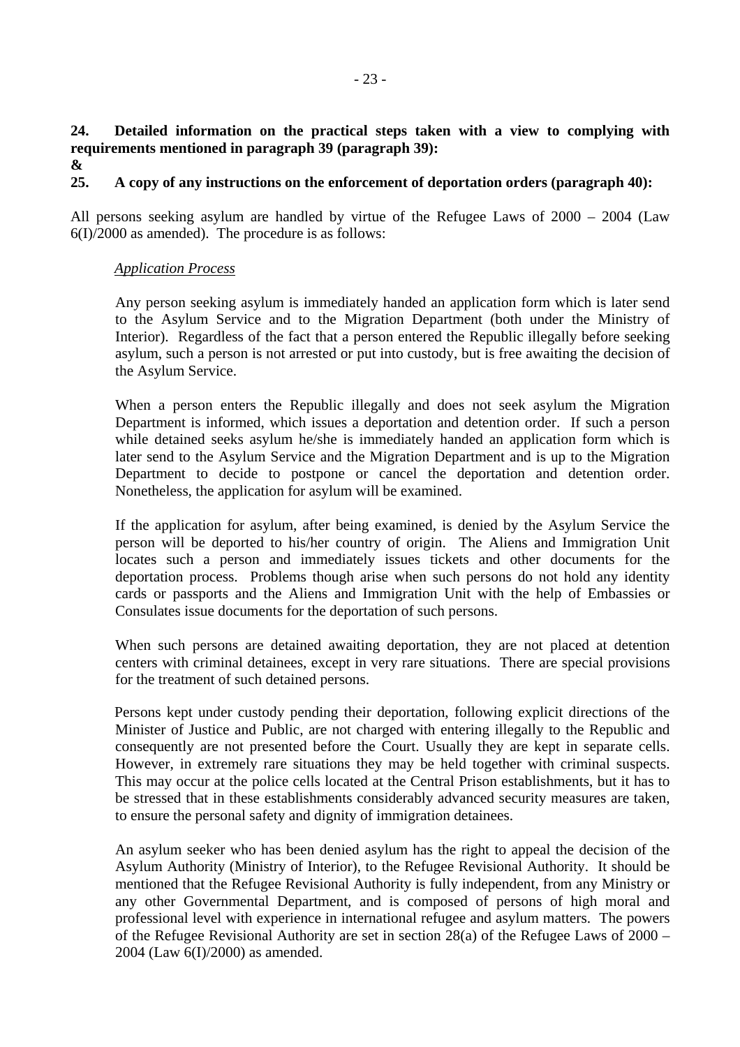**24. Detailed information on the practical steps taken with a view to complying with requirements mentioned in paragraph 39 (paragraph 39):**

**&**

**25. A copy of any instructions on the enforcement of deportation orders (paragraph 40):**

All persons seeking asylum are handled by virtue of the Refugee Laws of 2000 – 2004 (Law 6(I)/2000 as amended). The procedure is as follows:

*Application Process*

Any person seeking asylum is immediately handed an application form which is later send to the Asylum Service and to the Migration Department (both under the Ministry of Interior). Regardless of the fact that a person entered the Republic illegally before seeking asylum, such a person is not arrested or put into custody, but is free awaiting the decision of the Asylum Service.

When a person enters the Republic illegally and does not seek asylum the Migration Department is informed, which issues a deportation and detention order. If such a person while detained seeks asylum he/she is immediately handed an application form which is later send to the Asylum Service and the Migration Department and is up to the Migration Department to decide to postpone or cancel the deportation and detention order. Nonetheless, the application for asylum will be examined.

If the application for asylum, after being examined, is denied by the Asylum Service the person will be deported to his/her country of origin. The Aliens and Immigration Unit locates such a person and immediately issues tickets and other documents for the deportation process. Problems though arise when such persons do not hold any identity cards or passports and the Aliens and Immigration Unit with the help of Embassies or Consulates issue documents for the deportation of such persons.

When such persons are detained awaiting deportation, they are not placed at detention centers with criminal detainees, except in very rare situations. There are special provisions for the treatment of such detained persons.

Persons kept under custody pending their deportation, following explicit directions of the Minister of Justice and Public, are not charged with entering illegally to the Republic and consequently are not presented before the Court. Usually they are kept in separate cells. However, in extremely rare situations they may be held together with criminal suspects. This may occur at the police cells located at the Central Prison establishments, but it has to be stressed that in these establishments considerably advanced security measures are taken, to ensure the personal safety and dignity of immigration detainees.

An asylum seeker who has been denied asylum has the right to appeal the decision of the Asylum Authority (Ministry of Interior), to the Refugee Revisional Authority. It should be mentioned that the Refugee Revisional Authority is fully independent, from any Ministry or any other Governmental Department, and is composed of persons of high moral and professional level with experience in international refugee and asylum matters. The powers of the Refugee Revisional Authority are set in section 28(a) of the Refugee Laws of 2000 – 2004 (Law 6(I)/2000) as amended.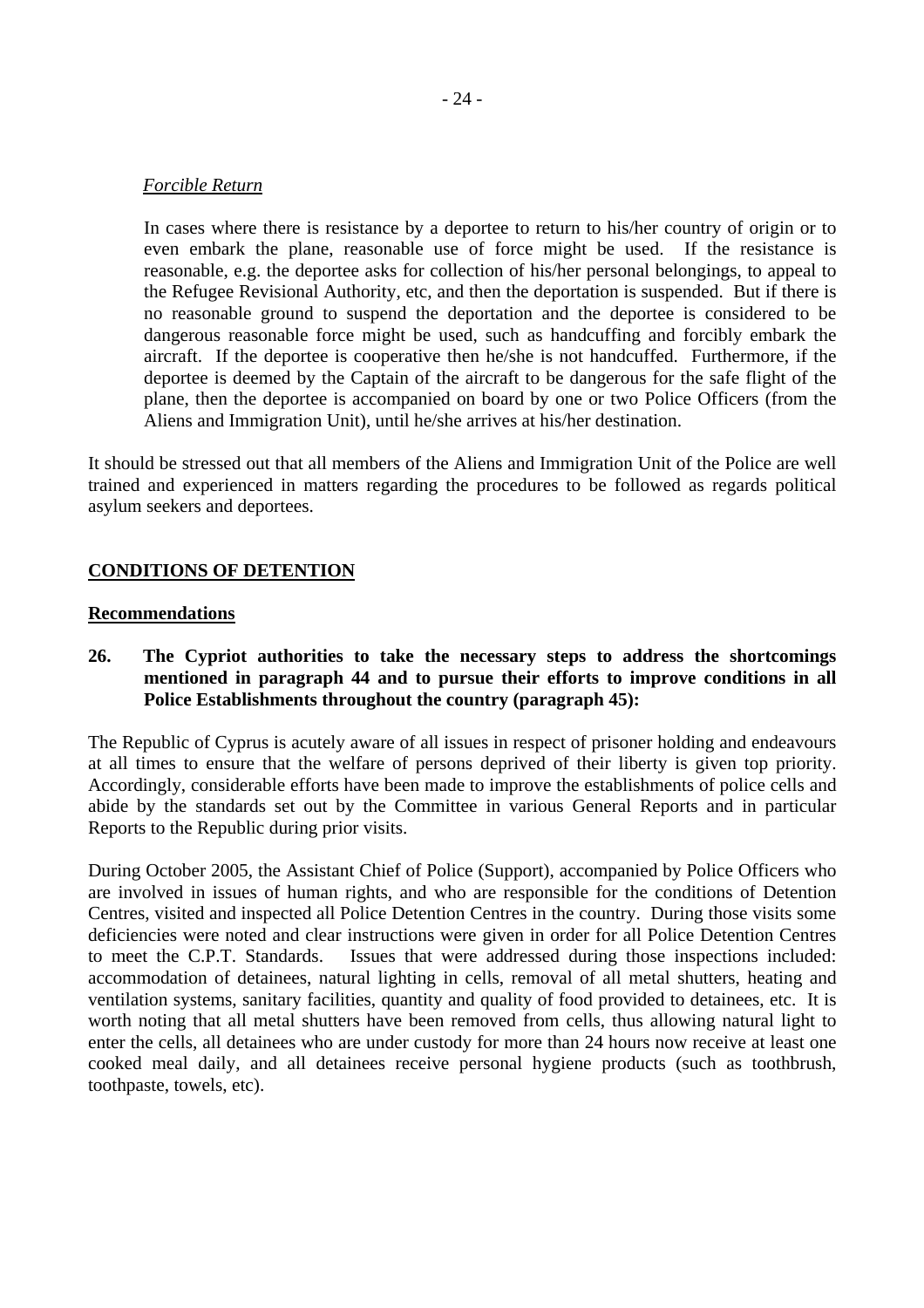*Forcible Return*

In cases where there is resistance by a deportee to return to his/her country of origin or to even embark the plane, reasonable use of force might be used. If the resistance is reasonable, e.g. the deportee asks for collection of his/her personal belongings, to appeal to the Refugee Revisional Authority, etc, and then the deportation is suspended. But if there is no reasonable ground to suspend the deportation and the deportee is considered to be dangerous reasonable force might be used, such as handcuffing and forcibly embark the aircraft. If the deportee is cooperative then he/she is not handcuffed. Furthermore, if the deportee is deemed by the Captain of the aircraft to be dangerous for the safe flight of the plane, then the deportee is accompanied on board by one or two Police Officers (from the Aliens and Immigration Unit), until he/she arrives at his/her destination.

It should be stressed out that all members of the Aliens and Immigration Unit of the Police are well trained and experienced in matters regarding the procedures to be followed as regards political asylum seekers and deportees.

## CONDITIONS OF DETENTION

### Recommendations

**26. The Cypriot authorities to take the necessary steps to address the shortcomings mentioned in paragraph 44 and to pursue their efforts to improve conditions in all Police Establishments throughout the country (paragraph 45):**

The Republic of Cyprus is acutely aware of all issues in respect of prisoner holding and endeavours at all times to ensure that the welfare of persons deprived of their liberty is given top priority. Accordingly, considerable efforts have been made to improve the establishments of police cells and abide by the standards set out by the Committee in various General Reports and in particular Reports to the Republic during prior visits.

During October 2005, the Assistant Chief of Police (Support), accompanied by Police Officers who are involved in issues of human rights, and who are responsible for the conditions of Detention Centres, visited and inspected all Police Detention Centres in the country. During those visits some deficiencies were noted and clear instructions were given in order for all Police Detention Centres to meet the C.P.T. Standards. Issues that were addressed during those inspections included: accommodation of detainees, natural lighting in cells, removal of all metal shutters, heating and ventilation systems, sanitary facilities, quantity and quality of food provided to detainees, etc. It is worth noting that all metal shutters have been removed from cells, thus allowing natural light to enter the cells, all detainees who are under custody for more than 24 hours now receive at least one cooked meal daily, and all detainees receive personal hygiene products (such as toothbrush, toothpaste, towels, etc).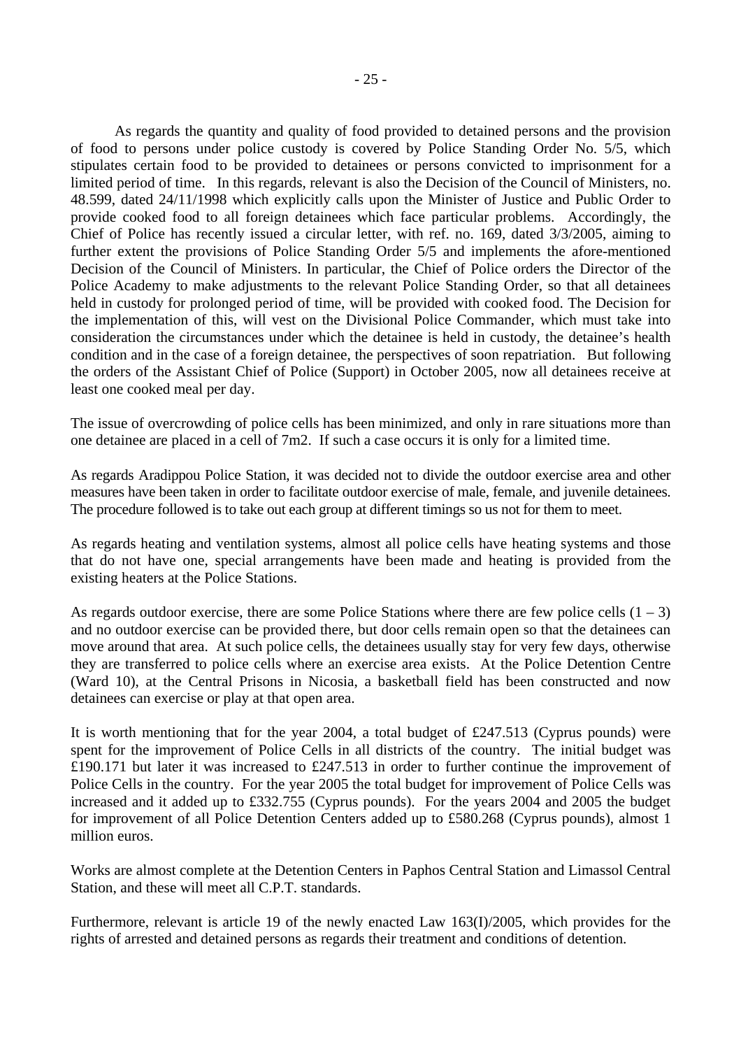As regards the quantity and quality of food provided to detained persons and the provision of food to persons under police custody is covered by Police Standing Order No. 5/5, which stipulates certain food to be provided to detainees or persons convicted to imprisonment for a limited period of time. In this regards, relevant is also the Decision of the Council of Ministers, no. 48.599, dated 24/11/1998 which explicitly calls upon the Minister of Justice and Public Order to provide cooked food to all foreign detainees which face particular problems. Accordingly, the Chief of Police has recently issued a circular letter, with ref. no. 169, dated 3/3/2005, aiming to further extent the provisions of Police Standing Order 5/5 and implements the afore-mentioned Decision of the Council of Ministers. In particular, the Chief of Police orders the Director of the Police Academy to make adjustments to the relevant Police Standing Order, so that all detainees held in custody for prolonged period of time, will be provided with cooked food. The Decision for the implementation of this, will vest on the Divisional Police Commander, which must take into consideration the circumstances under which the detainee is held in custody, the detainee's health condition and in the case of a foreign detainee, the perspectives of soon repatriation. But following the orders of the Assistant Chief of Police (Support) in October 2005, now all detainees receive at least one cooked meal per day.

The issue of overcrowding of police cells has been minimized, and only in rare situations more than one detainee are placed in a cell of 7m2. If such a case occurs it is only for a limited time.

As regards Aradippou Police Station, it was decided not to divide the outdoor exercise area and other measures have been taken in order to facilitate outdoor exercise of male, female, and juvenile detainees. The procedure followed is to take out each group at different timings so us not for them to meet.

As regards heating and ventilation systems, almost all police cells have heating systems and those that do not have one, special arrangements have been made and heating is provided from the existing heaters at the Police Stations.

As regards outdoor exercise, there are some Police Stations where there are few police cells (1 – 3) and no outdoor exercise can be provided there, but door cells remain open so that the detainees can move around that area. At such police cells, the detainees usually stay for very few days, otherwise they are transferred to police cells where an exercise area exists. At the Police Detention Centre (Ward 10), at the Central Prisons in Nicosia, a basketball field has been constructed and now detainees can exercise or play at that open area.

It is worth mentioning that for the year 2004, a total budget of £247.513 (Cyprus pounds) were spent for the improvement of Police Cells in all districts of the country. The initial budget was £190.171 but later it was increased to £247.513 in order to further continue the improvement of Police Cells in the country. For the year 2005 the total budget for improvement of Police Cells was increased and it added up to £332.755 (Cyprus pounds). For the years 2004 and 2005 the budget for improvement of all Police Detention Centers added up to £580.268 (Cyprus pounds), almost 1 million euros.

Works are almost complete at the Detention Centers in Paphos Central Station and Limassol Central Station, and these will meet all C.P.T. standards.

Furthermore, relevant is article 19 of the newly enacted Law 163(I)/2005, which provides for the rights of arrested and detained persons as regards their treatment and conditions of detention.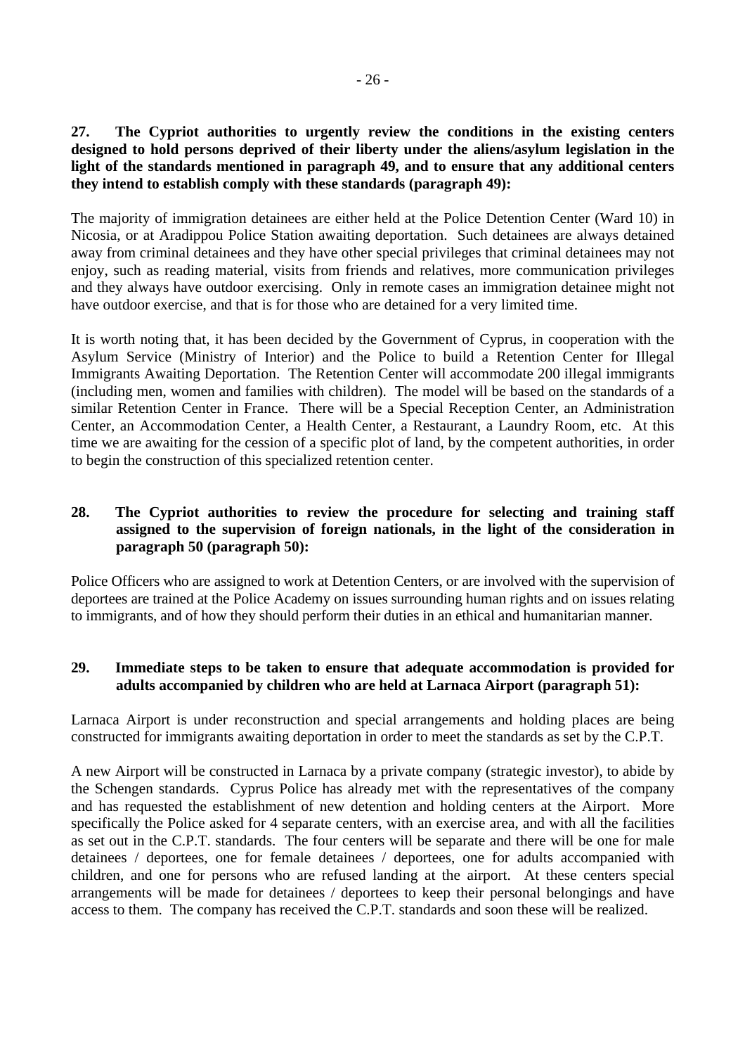**27. The Cypriot authorities to urgently review the conditions in the existing centers designed to hold persons deprived of their liberty under the aliens/asylum legislation in the light of the standards mentioned in paragraph 49, and to ensure that any additional centers they intend to establish comply with these standards (paragraph 49):**

The majority of immigration detainees are either held at the Police Detention Center (Ward 10) in Nicosia, or at Aradippou Police Station awaiting deportation. Such detainees are always detained away from criminal detainees and they have other special privileges that criminal detainees may not enjoy, such as reading material, visits from friends and relatives, more communication privileges and they always have outdoor exercising. Only in remote cases an immigration detainee might not have outdoor exercise, and that is for those who are detained for a very limited time.

It is worth noting that, it has been decided by the Government of Cyprus, in cooperation with the Asylum Service (Ministry of Interior) and the Police to build a Retention Center for Illegal Immigrants Awaiting Deportation. The Retention Center will accommodate 200 illegal immigrants (including men, women and families with children). The model will be based on the standards of a similar Retention Center in France. There will be a Special Reception Center, an Administration Center, an Accommodation Center, a Health Center, a Restaurant, a Laundry Room, etc. At this time we are awaiting for the cession of a specific plot of land, by the competent authorities, in order to begin the construction of this specialized retention center.

**28. The Cypriot authorities to review the procedure for selecting and training staff assigned to the supervision of foreign nationals, in the light of the consideration in paragraph 50 (paragraph 50):**

Police Officers who are assigned to work at Detention Centers, or are involved with the supervision of deportees are trained at the Police Academy on issues surrounding human rights and on issues relating to immigrants, and of how they should perform their duties in an ethical and humanitarian manner.

**29. Immediate steps to be taken to ensure that adequate accommodation is provided for adults accompanied by children who are held at Larnaca Airport (paragraph 51):**

Larnaca Airport is under reconstruction and special arrangements and holding places are being constructed for immigrants awaiting deportation in order to meet the standards as set by the C.P.T.

A new Airport will be constructed in Larnaca by a private company (strategic investor), to abide by the Schengen standards. Cyprus Police has already met with the representatives of the company and has requested the establishment of new detention and holding centers at the Airport. More specifically the Police asked for 4 separate centers, with an exercise area, and with all the facilities as set out in the C.P.T. standards. The four centers will be separate and there will be one for male detainees / deportees, one for female detainees / deportees, one for adults accompanied with children, and one for persons who are refused landing at the airport. At these centers special arrangements will be made for detainees / deportees to keep their personal belongings and have access to them. The company has received the C.P.T. standards and soon these will be realized.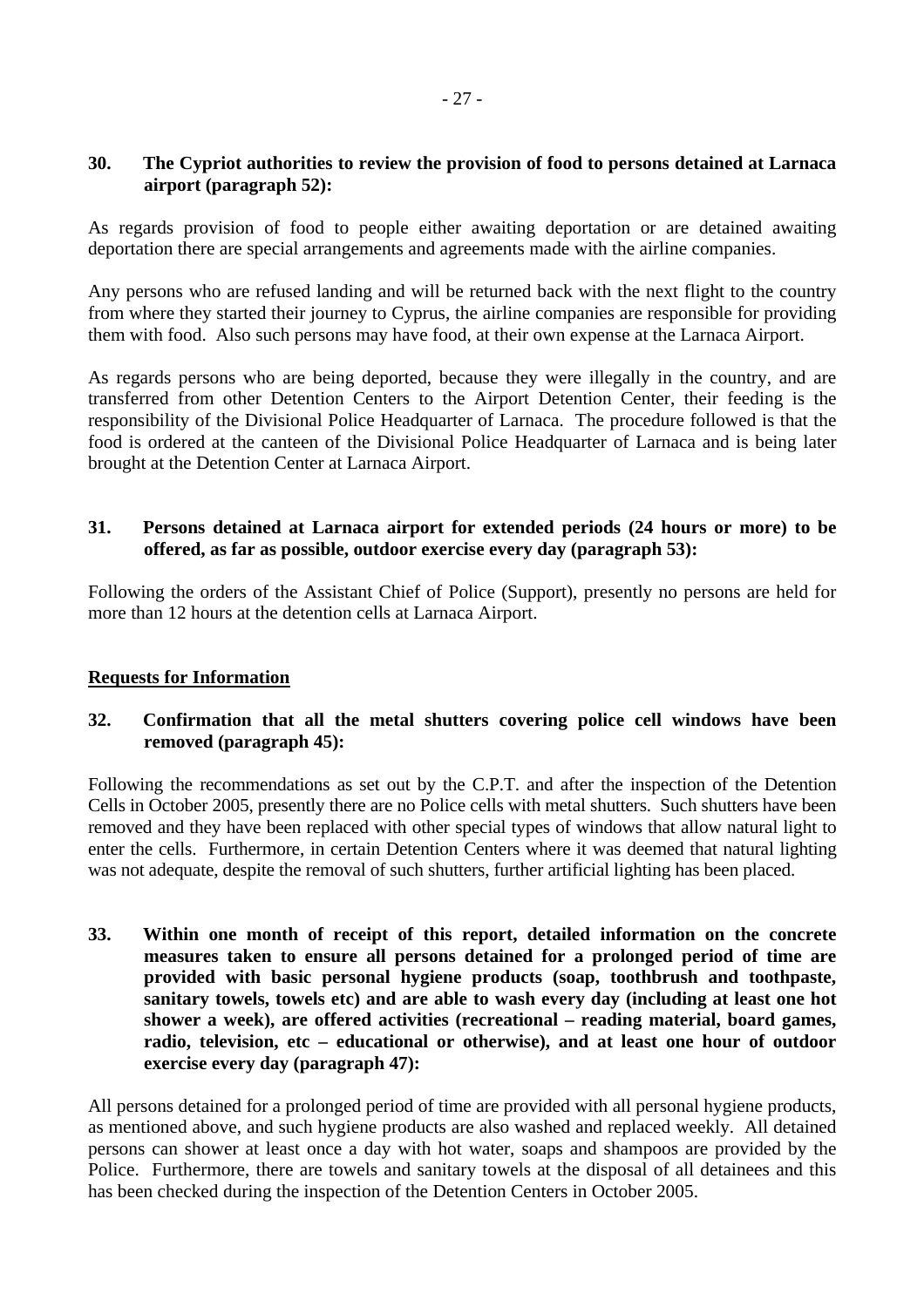**30. The Cypriot authorities to review the provision of food to persons detained at Larnaca airport (paragraph 52):**

As regards provision of food to people either awaiting deportation or are detained awaiting deportation there are special arrangements and agreements made with the airline companies.

Any persons who are refused landing and will be returned back with the next flight to the country from where they started their journey to Cyprus, the airline companies are responsible for providing them with food. Also such persons may have food, at their own expense at the Larnaca Airport.

As regards persons who are being deported, because they were illegally in the country, and are transferred from other Detention Centers to the Airport Detention Center, their feeding is the responsibility of the Divisional Police Headquarter of Larnaca. The procedure followed is that the food is ordered at the canteen of the Divisional Police Headquarter of Larnaca and is being later brought at the Detention Center at Larnaca Airport.

**31. Persons detained at Larnaca airport for extended periods (24 hours or more) to be offered, as far as possible, outdoor exercise every day (paragraph 53):**

Following the orders of the Assistant Chief of Police (Support), presently no persons are held for more than 12 hours at the detention cells at Larnaca Airport.

**<u>Requests for Information</u>**

**32. Confirmation that all the metal shutters covering police cell windows have been removed (paragraph 45):**

Following the recommendations as set out by the C.P.T. and after the inspection of the Detention Cells in October 2005, presently there are no Police cells with metal shutters. Such shutters have been removed and they have been replaced with other special types of windows that allow natural light to enter the cells. Furthermore, in certain Detention Centers where it was deemed that natural lighting was not adequate, despite the removal of such shutters, further artificial lighting has been placed.

**33. Within one month of receipt of this report, detailed information on the concrete measures taken to ensure all persons detained for a prolonged period of time are provided with basic personal hygiene products (soap, toothbrush and toothpaste, sanitary towels, towels etc) and are able to wash every day (including at least one hot shower a week), are offered activities (recreational – reading material, board games, radio, television, etc – educational or otherwise), and at least one hour of outdoor exercise every day (paragraph 47):**

All persons detained for a prolonged period of time are provided with all personal hygiene products, as mentioned above, and such hygiene products are also washed and replaced weekly. All detained persons can shower at least once a day with hot water, soaps and shampoos are provided by the Police. Furthermore, there are towels and sanitary towels at the disposal of all detainees and this has been checked during the inspection of the Detention Centers in October 2005.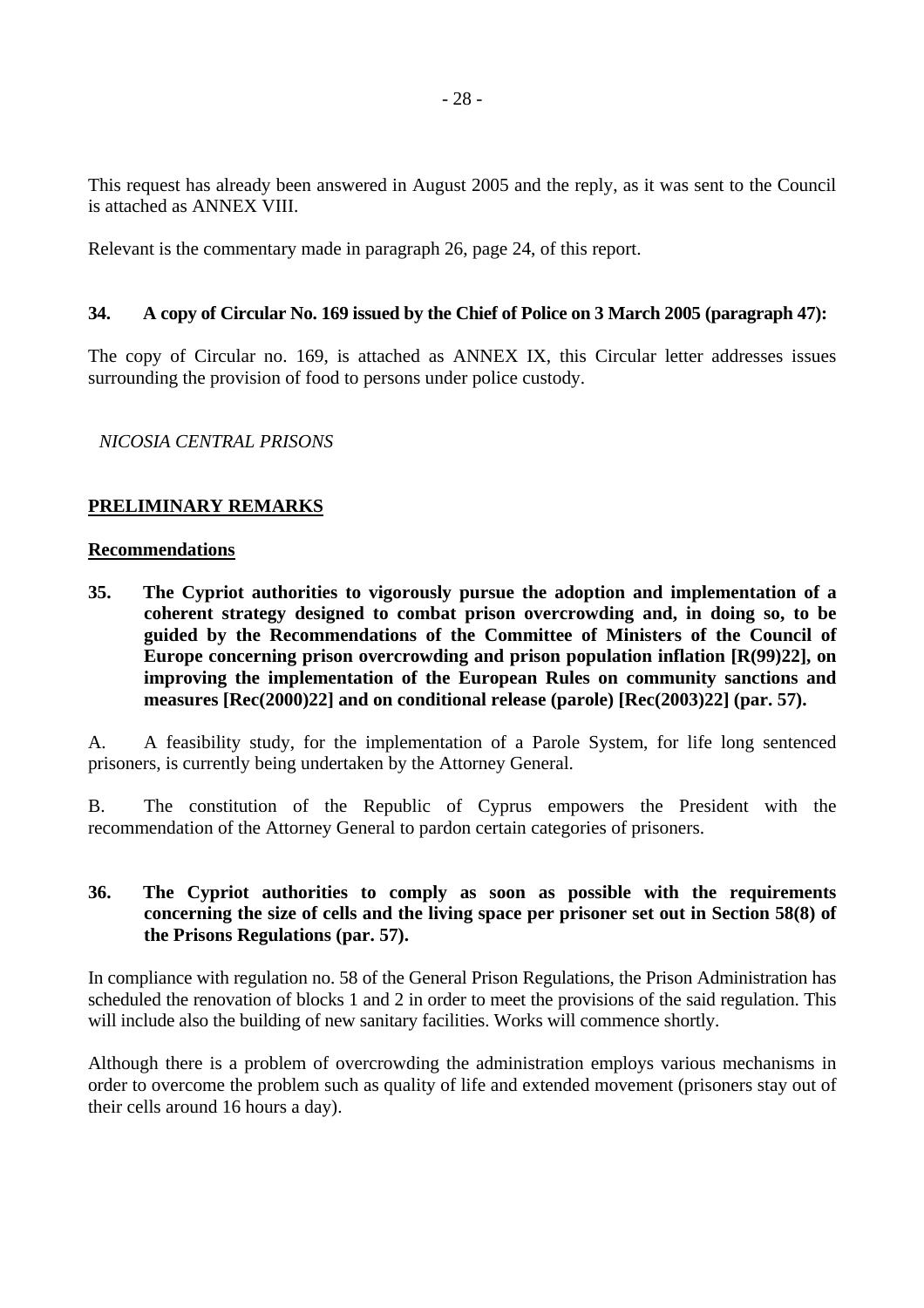This request has already been answered in August 2005 and the reply, as it was sent to the Council is attached as ANNEX VIII.

Relevant is the commentary made in paragraph 26, page 24, of this report.

**34. A copy of Circular No. 169 issued by the Chief of Police on 3 March 2005 (paragraph 47):**

The copy of Circular no. 169, is attached as ANNEX IX, this Circular letter addresses issues surrounding the provision of food to persons under police custody.

*NICOSIA CENTRAL PRISONS*

## PRELIMINARY REMARKS

### Recommendations

**35. The Cypriot authorities to vigorously pursue the adoption and implementation of a coherent strategy designed to combat prison overcrowding and, in doing so, to be guided by the Recommendations of the Committee of Ministers of the Council of Europe concerning prison overcrowding and prison population inflation [R(99)22], on improving the implementation of the European Rules on community sanctions and measures [Rec(2000)22] and on conditional release (parole) [Rec(2003)22] (par. 57).**

A. A feasibility study, for the implementation of a Parole System, for life long sentenced prisoners, is currently being undertaken by the Attorney General.

B. The constitution of the Republic of Cyprus empowers the President with the recommendation of the Attorney General to pardon certain categories of prisoners.

**36. The Cypriot authorities to comply as soon as possible with the requirements concerning the size of cells and the living space per prisoner set out in Section 58(8) of the Prisons Regulations (par. 57).**

In compliance with regulation no. 58 of the General Prison Regulations, the Prison Administration has scheduled the renovation of blocks 1 and 2 in order to meet the provisions of the said regulation. This will include also the building of new sanitary facilities. Works will commence shortly.

Although there is a problem of overcrowding the administration employs various mechanisms in order to overcome the problem such as quality of life and extended movement (prisoners stay out of their cells around 16 hours a day).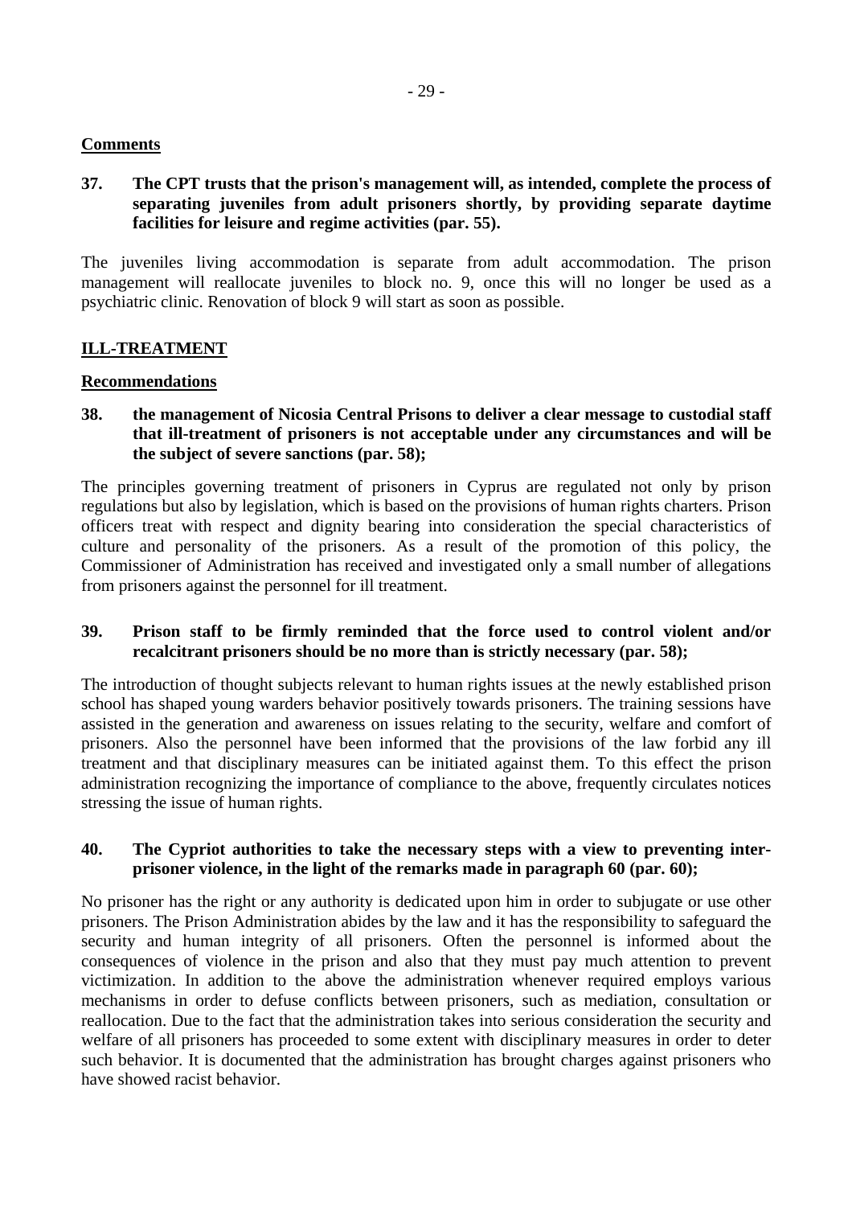**Comments**

**37. The CPT trusts that the prison's management will, as intended, complete the process of separating juveniles from adult prisoners shortly, by providing separate daytime facilities for leisure and regime activities (par. 55).**

The juveniles living accommodation is separate from adult accommodation. The prison management will reallocate juveniles to block no. 9, once this will no longer be used as a psychiatric clinic. Renovation of block 9 will start as soon as possible.

## ILL-TREATMENT

**Recommendations**

**38. the management of Nicosia Central Prisons to deliver a clear message to custodial staff that ill-treatment of prisoners is not acceptable under any circumstances and will be the subject of severe sanctions (par. 58);**

The principles governing treatment of prisoners in Cyprus are regulated not only by prison regulations but also by legislation, which is based on the provisions of human rights charters. Prison officers treat with respect and dignity bearing into consideration the special characteristics of culture and personality of the prisoners. As a result of the promotion of this policy, the Commissioner of Administration has received and investigated only a small number of allegations from prisoners against the personnel for ill treatment.

**39. Prison staff to be firmly reminded that the force used to control violent and/or recalcitrant prisoners should be no more than is strictly necessary (par. 58);**

The introduction of thought subjects relevant to human rights issues at the newly established prison school has shaped young warders behavior positively towards prisoners. The training sessions have assisted in the generation and awareness on issues relating to the security, welfare and comfort of prisoners. Also the personnel have been informed that the provisions of the law forbid any ill treatment and that disciplinary measures can be initiated against them. To this effect the prison administration recognizing the importance of compliance to the above, frequently circulates notices stressing the issue of human rights.

**40. The Cypriot authorities to take the necessary steps with a view to preventing inter-prisoner violence, in the light of the remarks made in paragraph 60 (par. 60);**

No prisoner has the right or any authority is dedicated upon him in order to subjugate or use other prisoners. The Prison Administration abides by the law and it has the responsibility to safeguard the security and human integrity of all prisoners. Often the personnel is informed about the consequences of violence in the prison and also that they must pay much attention to prevent victimization. In addition to the above the administration whenever required employs various mechanisms in order to defuse conflicts between prisoners, such as mediation, consultation or reallocation. Due to the fact that the administration takes into serious consideration the security and welfare of all prisoners has proceeded to some extent with disciplinary measures in order to deter such behavior. It is documented that the administration has brought charges against prisoners who have showed racist behavior.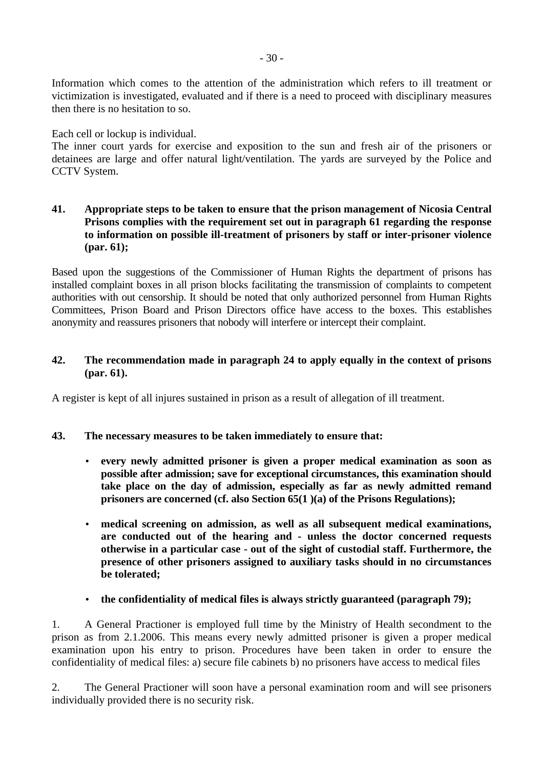Information which comes to the attention of the administration which refers to ill treatment or victimization is investigated, evaluated and if there is a need to proceed with disciplinary measures then there is no hesitation to so.

Each cell or lockup is individual.

The inner court yards for exercise and exposition to the sun and fresh air of the prisoners or detainees are large and offer natural light/ventilation. The yards are surveyed by the Police and CCTV System.

**41. Appropriate steps to be taken to ensure that the prison management of Nicosia Central Prisons complies with the requirement set out in paragraph 61 regarding the response to information on possible ill-treatment of prisoners by staff or inter-prisoner violence (par. 61);**

Based upon the suggestions of the Commissioner of Human Rights the department of prisons has installed complaint boxes in all prison blocks facilitating the transmission of complaints to competent authorities with out censorship. It should be noted that only authorized personnel from Human Rights Committees, Prison Board and Prison Directors office have access to the boxes. This establishes anonymity and reassures prisoners that nobody will interfere or intercept their complaint.

**42. The recommendation made in paragraph 24 to apply equally in the context of prisons (par. 61).**

A register is kept of all injures sustained in prison as a result of allegation of ill treatment.

**43. The necessary measures to be taken immediately to ensure that:**

- **every newly admitted prisoner is given a proper medical examination as soon as possible after admission; save for exceptional circumstances, this examination should take place on the day of admission, especially as far as newly admitted remand prisoners are concerned (cf. also Section 65(1 )(a) of the Prisons Regulations);**
- **medical screening on admission, as well as all subsequent medical examinations, are conducted out of the hearing and - unless the doctor concerned requests otherwise in a particular case - out of the sight of custodial staff. Furthermore, the presence of other prisoners assigned to auxiliary tasks should in no circumstances be tolerated;**
- **the confidentiality of medical files is always strictly guaranteed (paragraph 79);**

1. A General Practioner is employed full time by the Ministry of Health secondment to the prison as from 2.1.2006. This means every newly admitted prisoner is given a proper medical examination upon his entry to prison. Procedures have been taken in order to ensure the confidentiality of medical files: a) secure file cabinets b) no prisoners have access to medical files

2. The General Practioner will soon have a personal examination room and will see prisoners individually provided there is no security risk.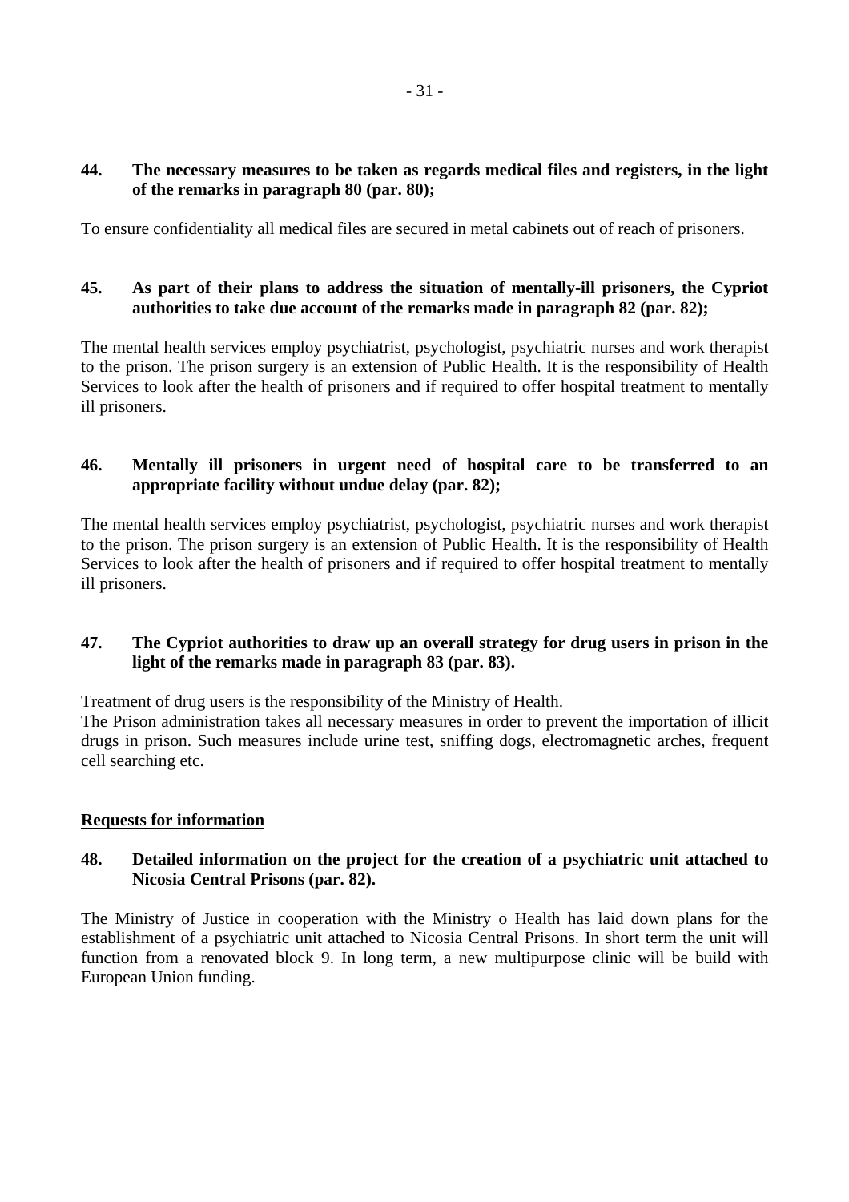**44. The necessary measures to be taken as regards medical files and registers, in the light of the remarks in paragraph 80 (par. 80);**

To ensure confidentiality all medical files are secured in metal cabinets out of reach of prisoners.

**45. As part of their plans to address the situation of mentally-ill prisoners, the Cypriot authorities to take due account of the remarks made in paragraph 82 (par. 82);**

The mental health services employ psychiatrist, psychologist, psychiatric nurses and work therapist to the prison. The prison surgery is an extension of Public Health. It is the responsibility of Health Services to look after the health of prisoners and if required to offer hospital treatment to mentally ill prisoners.

**46. Mentally ill prisoners in urgent need of hospital care to be transferred to an appropriate facility without undue delay (par. 82);**

The mental health services employ psychiatrist, psychologist, psychiatric nurses and work therapist to the prison. The prison surgery is an extension of Public Health. It is the responsibility of Health Services to look after the health of prisoners and if required to offer hospital treatment to mentally ill prisoners.

**47. The Cypriot authorities to draw up an overall strategy for drug users in prison in the light of the remarks made in paragraph 83 (par. 83).**

Treatment of drug users is the responsibility of the Ministry of Health.
The Prison administration takes all necessary measures in order to prevent the importation of illicit drugs in prison. Such measures include urine test, sniffing dogs, electromagnetic arches, frequent cell searching etc.

**Requests for information**

**48. Detailed information on the project for the creation of a psychiatric unit attached to Nicosia Central Prisons (par. 82).**

The Ministry of Justice in cooperation with the Ministry o Health has laid down plans for the establishment of a psychiatric unit attached to Nicosia Central Prisons. In short term the unit will function from a renovated block 9. In long term, a new multipurpose clinic will be build with European Union funding.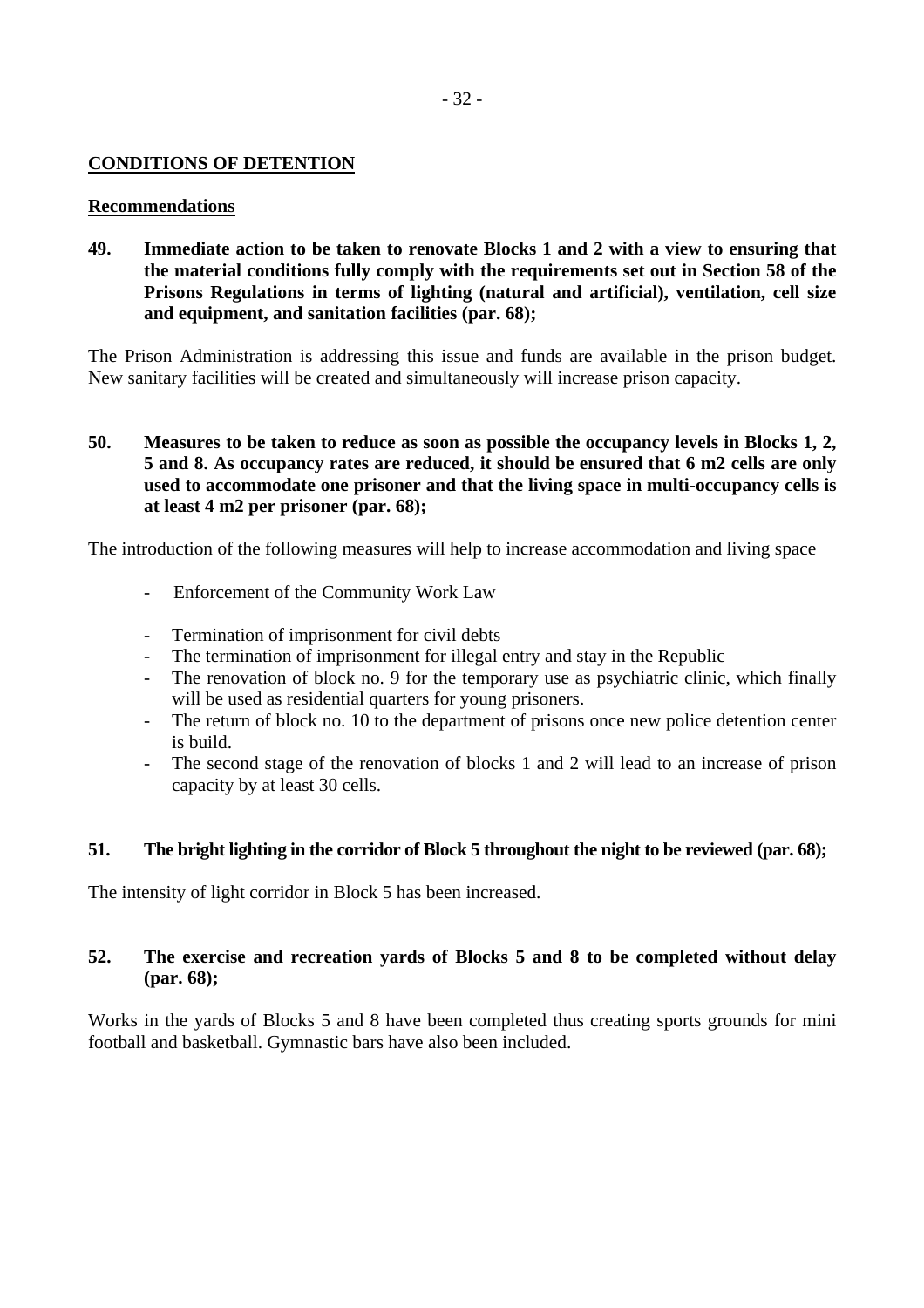**CONDITIONS OF DETENTION**

**Recommendations**

**49. Immediate action to be taken to renovate Blocks 1 and 2 with a view to ensuring that the material conditions fully comply with the requirements set out in Section 58 of the Prisons Regulations in terms of lighting (natural and artificial), ventilation, cell size and equipment, and sanitation facilities (par. 68);**

The Prison Administration is addressing this issue and funds are available in the prison budget. New sanitary facilities will be created and simultaneously will increase prison capacity.

**50. Measures to be taken to reduce as soon as possible the occupancy levels in Blocks 1, 2, 5 and 8. As occupancy rates are reduced, it should be ensured that 6 m2 cells are only used to accommodate one prisoner and that the living space in multi-occupancy cells is at least 4 m2 per prisoner (par. 68);**

The introduction of the following measures will help to increase accommodation and living space

- Enforcement of the Community Work Law
- Termination of imprisonment for civil debts
- The termination of imprisonment for illegal entry and stay in the Republic
- The renovation of block no. 9 for the temporary use as psychiatric clinic, which finally will be used as residential quarters for young prisoners.
- The return of block no. 10 to the department of prisons once new police detention center is build.
- The second stage of the renovation of blocks 1 and 2 will lead to an increase of prison capacity by at least 30 cells.

**51. The bright lighting in the corridor of Block 5 throughout the night to be reviewed (par. 68);**

The intensity of light corridor in Block 5 has been increased.

**52. The exercise and recreation yards of Blocks 5 and 8 to be completed without delay (par. 68);**

Works in the yards of Blocks 5 and 8 have been completed thus creating sports grounds for mini football and basketball. Gymnastic bars have also been included.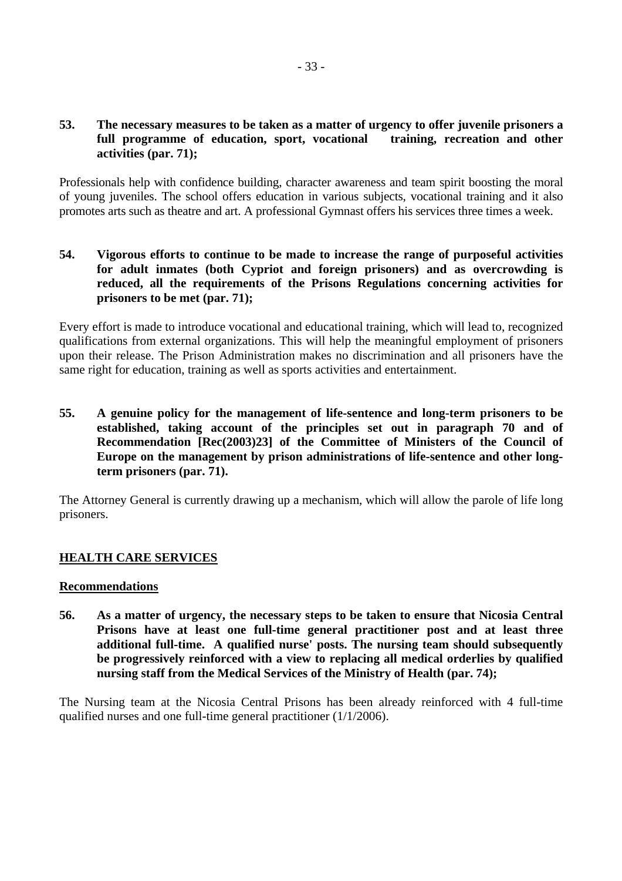**53. The necessary measures to be taken as a matter of urgency to offer juvenile prisoners a full programme of education, sport, vocational training, recreation and other activities (par. 71);**

Professionals help with confidence building, character awareness and team spirit boosting the moral of young juveniles. The school offers education in various subjects, vocational training and it also promotes arts such as theatre and art. A professional Gymnast offers his services three times a week.

**54. Vigorous efforts to continue to be made to increase the range of purposeful activities for adult inmates (both Cypriot and foreign prisoners) and as overcrowding is reduced, all the requirements of the Prisons Regulations concerning activities for prisoners to be met (par. 71);**

Every effort is made to introduce vocational and educational training, which will lead to, recognized qualifications from external organizations. This will help the meaningful employment of prisoners upon their release. The Prison Administration makes no discrimination and all prisoners have the same right for education, training as well as sports activities and entertainment.

**55. A genuine policy for the management of life-sentence and long-term prisoners to be established, taking account of the principles set out in paragraph 70 and of Recommendation [Rec(2003)23] of the Committee of Ministers of the Council of Europe on the management by prison administrations of life-sentence and other long-term prisoners (par. 71).**

The Attorney General is currently drawing up a mechanism, which will allow the parole of life long prisoners.

## HEALTH CARE SERVICES

### Recommendations

**56. As a matter of urgency, the necessary steps to be taken to ensure that Nicosia Central Prisons have at least one full-time general practitioner post and at least three additional full-time. A qualified nurse' posts. The nursing team should subsequently be progressively reinforced with a view to replacing all medical orderlies by qualified nursing staff from the Medical Services of the Ministry of Health (par. 74);**

The Nursing team at the Nicosia Central Prisons has been already reinforced with 4 full-time qualified nurses and one full-time general practitioner (1/1/2006).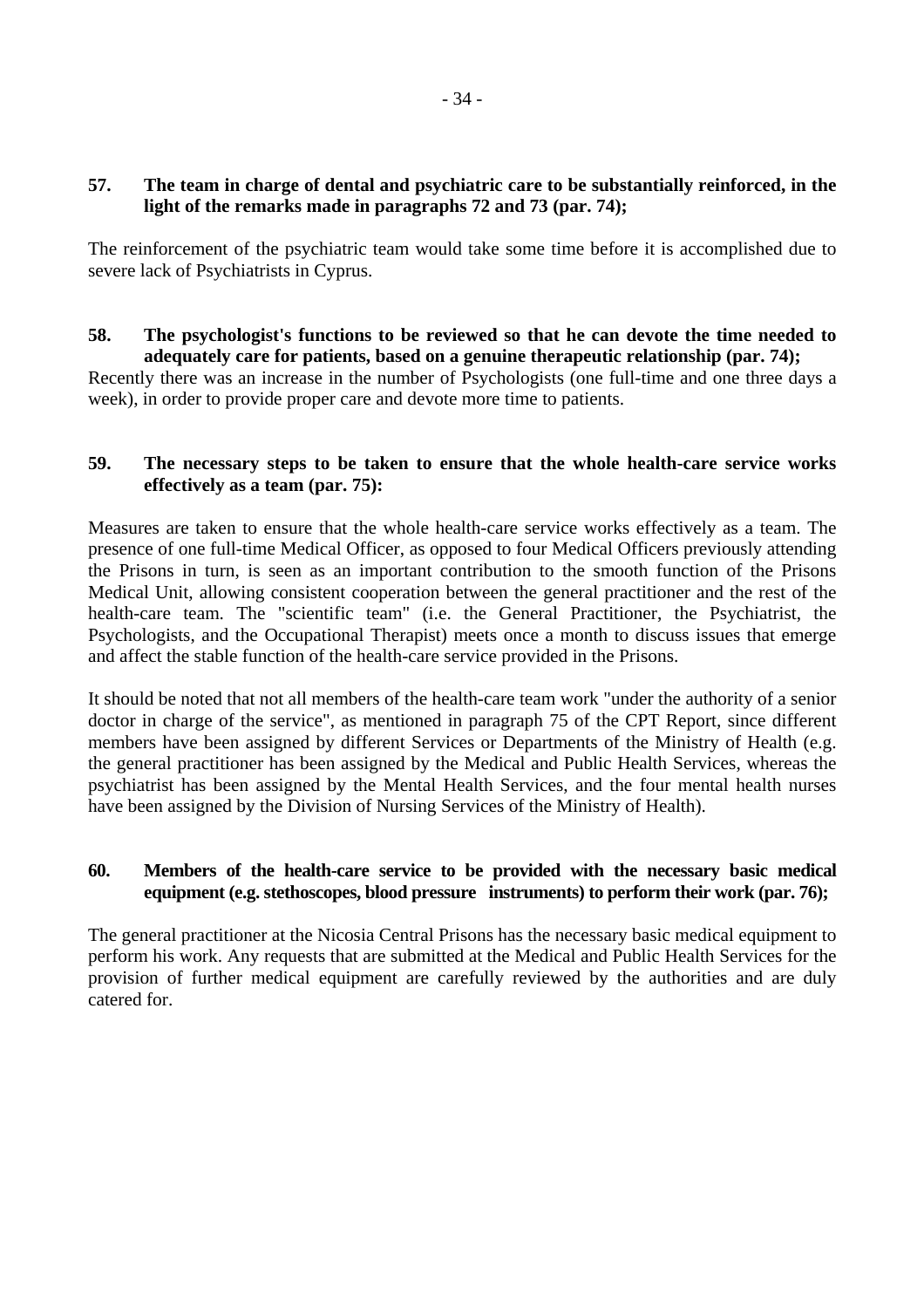**57. The team in charge of dental and psychiatric care to be substantially reinforced, in the light of the remarks made in paragraphs 72 and 73 (par. 74);**

The reinforcement of the psychiatric team would take some time before it is accomplished due to severe lack of Psychiatrists in Cyprus.

**58. The psychologist's functions to be reviewed so that he can devote the time needed to adequately care for patients, based on a genuine therapeutic relationship (par. 74);**

Recently there was an increase in the number of Psychologists (one full-time and one three days a week), in order to provide proper care and devote more time to patients.

**59. The necessary steps to be taken to ensure that the whole health-care service works effectively as a team (par. 75):**

Measures are taken to ensure that the whole health-care service works effectively as a team. The presence of one full-time Medical Officer, as opposed to four Medical Officers previously attending the Prisons in turn, is seen as an important contribution to the smooth function of the Prisons Medical Unit, allowing consistent cooperation between the general practitioner and the rest of the health-care team. The "scientific team" (i.e. the General Practitioner, the Psychiatrist, the Psychologists, and the Occupational Therapist) meets once a month to discuss issues that emerge and affect the stable function of the health-care service provided in the Prisons.

It should be noted that not all members of the health-care team work "under the authority of a senior doctor in charge of the service", as mentioned in paragraph 75 of the CPT Report, since different members have been assigned by different Services or Departments of the Ministry of Health (e.g. the general practitioner has been assigned by the Medical and Public Health Services, whereas the psychiatrist has been assigned by the Mental Health Services, and the four mental health nurses have been assigned by the Division of Nursing Services of the Ministry of Health).

**60. Members of the health-care service to be provided with the necessary basic medical equipment (e.g. stethoscopes, blood pressure instruments) to perform their work (par. 76);**

The general practitioner at the Nicosia Central Prisons has the necessary basic medical equipment to perform his work. Any requests that are submitted at the Medical and Public Health Services for the provision of further medical equipment are carefully reviewed by the authorities and are duly catered for.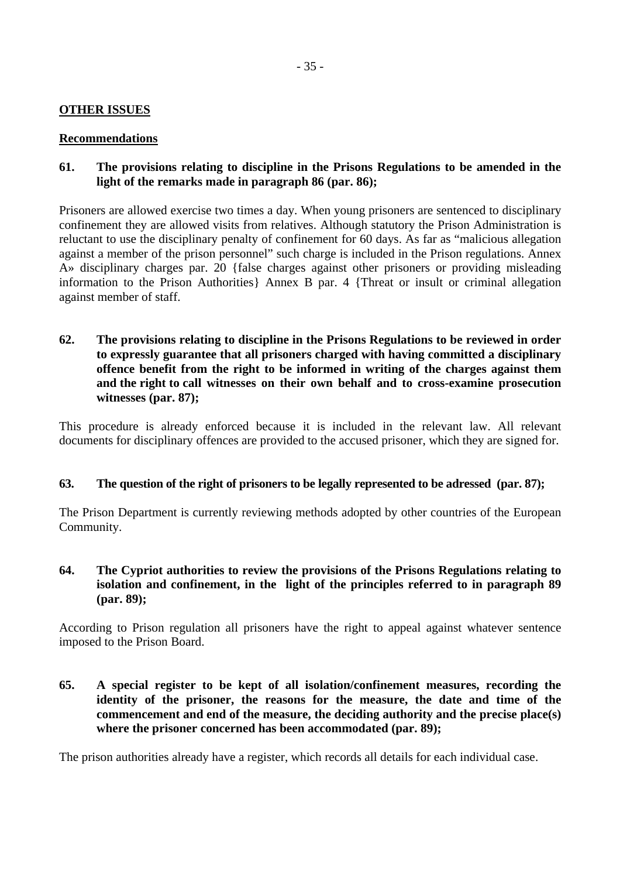**OTHER ISSUES**

**Recommendations**

**61. The provisions relating to discipline in the Prisons Regulations to be amended in the light of the remarks made in paragraph 86 (par. 86);**

Prisoners are allowed exercise two times a day. When young prisoners are sentenced to disciplinary confinement they are allowed visits from relatives. Although statutory the Prison Administration is reluctant to use the disciplinary penalty of confinement for 60 days. As far as "malicious allegation against a member of the prison personnel" such charge is included in the Prison regulations. Annex A» disciplinary charges par. 20 {false charges against other prisoners or providing misleading information to the Prison Authorities} Annex B par. 4 {Threat or insult or criminal allegation against member of staff.

**62. The provisions relating to discipline in the Prisons Regulations to be reviewed in order to expressly guarantee that all prisoners charged with having committed a disciplinary offence benefit from the right to be informed in writing of the charges against them and the right to call witnesses on their own behalf and to cross-examine prosecution witnesses (par. 87);**

This procedure is already enforced because it is included in the relevant law. All relevant documents for disciplinary offences are provided to the accused prisoner, which they are signed for.

**63. The question of the right of prisoners to be legally represented to be adressed (par. 87);**

The Prison Department is currently reviewing methods adopted by other countries of the European Community.

**64. The Cypriot authorities to review the provisions of the Prisons Regulations relating to isolation and confinement, in the light of the principles referred to in paragraph 89 (par. 89);**

According to Prison regulation all prisoners have the right to appeal against whatever sentence imposed to the Prison Board.

**65. A special register to be kept of all isolation/confinement measures, recording the identity of the prisoner, the reasons for the measure, the date and time of the commencement and end of the measure, the deciding authority and the precise place(s) where the prisoner concerned has been accommodated (par. 89);**

The prison authorities already have a register, which records all details for each individual case.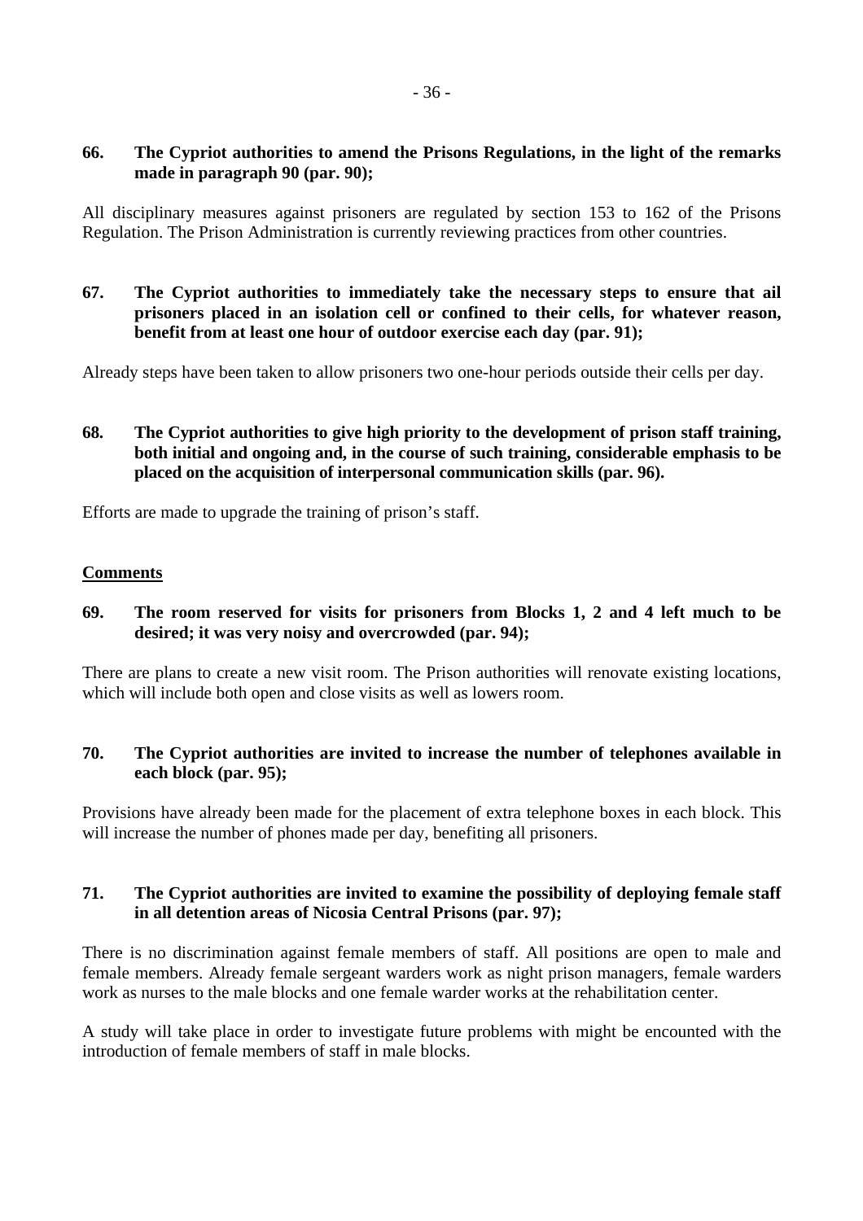**66. The Cypriot authorities to amend the Prisons Regulations, in the light of the remarks made in paragraph 90 (par. 90);**

All disciplinary measures against prisoners are regulated by section 153 to 162 of the Prisons Regulation. The Prison Administration is currently reviewing practices from other countries.

**67. The Cypriot authorities to immediately take the necessary steps to ensure that ail prisoners placed in an isolation cell or confined to their cells, for whatever reason, benefit from at least one hour of outdoor exercise each day (par. 91);**

Already steps have been taken to allow prisoners two one-hour periods outside their cells per day.

**68. The Cypriot authorities to give high priority to the development of prison staff training, both initial and ongoing and, in the course of such training, considerable emphasis to be placed on the acquisition of interpersonal communication skills (par. 96).**

Efforts are made to upgrade the training of prison's staff.

**Comments**

**69. The room reserved for visits for prisoners from Blocks 1, 2 and 4 left much to be desired; it was very noisy and overcrowded (par. 94);**

There are plans to create a new visit room. The Prison authorities will renovate existing locations, which will include both open and close visits as well as lowers room.

**70. The Cypriot authorities are invited to increase the number of telephones available in each block (par. 95);**

Provisions have already been made for the placement of extra telephone boxes in each block. This will increase the number of phones made per day, benefiting all prisoners.

**71. The Cypriot authorities are invited to examine the possibility of deploying female staff in all detention areas of Nicosia Central Prisons (par. 97);**

There is no discrimination against female members of staff. All positions are open to male and female members. Already female sergeant warders work as night prison managers, female warders work as nurses to the male blocks and one female warder works at the rehabilitation center.

A study will take place in order to investigate future problems with might be encounted with the introduction of female members of staff in male blocks.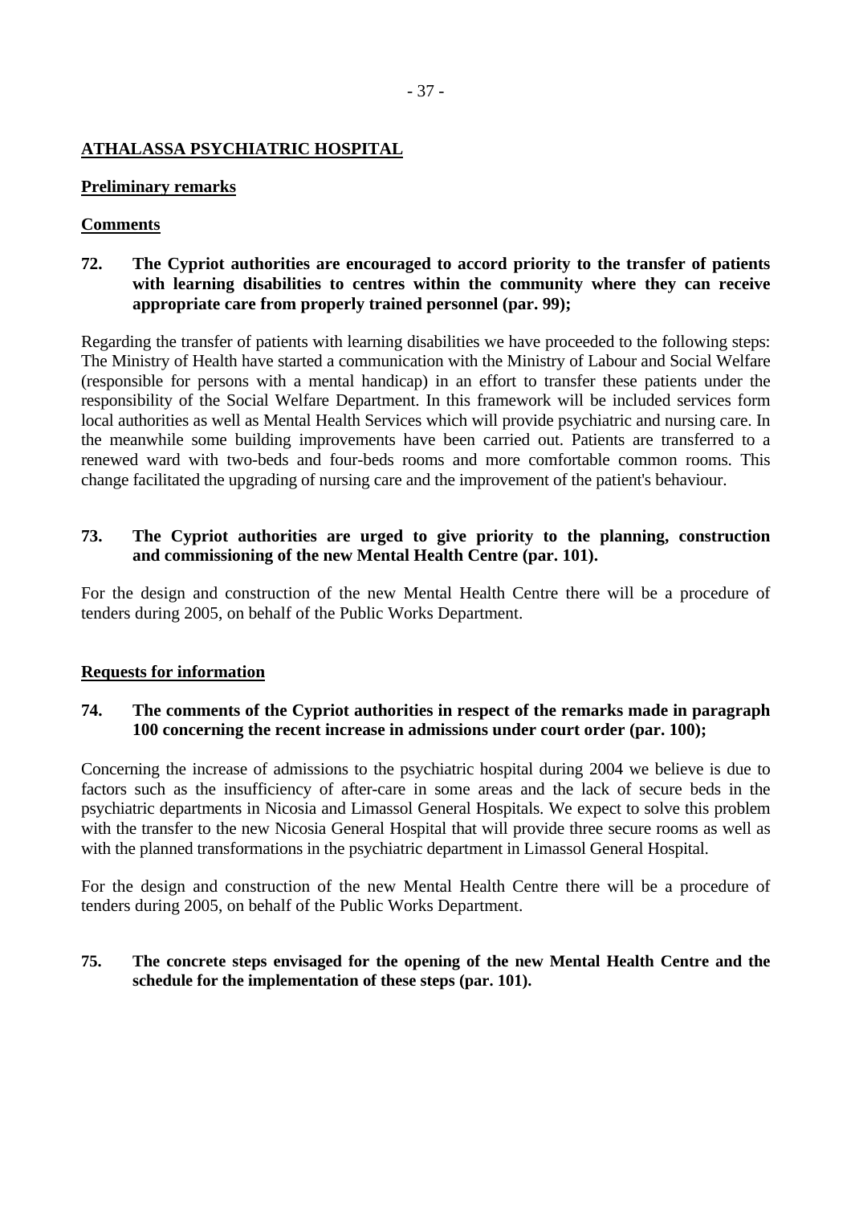## ATHALASSA PSYCHIATRIC HOSPITAL

### Preliminary remarks

### Comments

**72. The Cypriot authorities are encouraged to accord priority to the transfer of patients with learning disabilities to centres within the community where they can receive appropriate care from properly trained personnel (par. 99);**

Regarding the transfer of patients with learning disabilities we have proceeded to the following steps: The Ministry of Health have started a communication with the Ministry of Labour and Social Welfare (responsible for persons with a mental handicap) in an effort to transfer these patients under the responsibility of the Social Welfare Department. In this framework will be included services form local authorities as well as Mental Health Services which will provide psychiatric and nursing care. In the meanwhile some building improvements have been carried out. Patients are transferred to a renewed ward with two-beds and four-beds rooms and more comfortable common rooms. This change facilitated the upgrading of nursing care and the improvement of the patient's behaviour.

**73. The Cypriot authorities are urged to give priority to the planning, construction and commissioning of the new Mental Health Centre (par. 101).**

For the design and construction of the new Mental Health Centre there will be a procedure of tenders during 2005, on behalf of the Public Works Department.

### Requests for information

**74. The comments of the Cypriot authorities in respect of the remarks made in paragraph 100 concerning the recent increase in admissions under court order (par. 100);**

Concerning the increase of admissions to the psychiatric hospital during 2004 we believe is due to factors such as the insufficiency of after-care in some areas and the lack of secure beds in the psychiatric departments in Nicosia and Limassol General Hospitals. We expect to solve this problem with the transfer to the new Nicosia General Hospital that will provide three secure rooms as well as with the planned transformations in the psychiatric department in Limassol General Hospital.

For the design and construction of the new Mental Health Centre there will be a procedure of tenders during 2005, on behalf of the Public Works Department.

**75. The concrete steps envisaged for the opening of the new Mental Health Centre and the schedule for the implementation of these steps (par. 101).**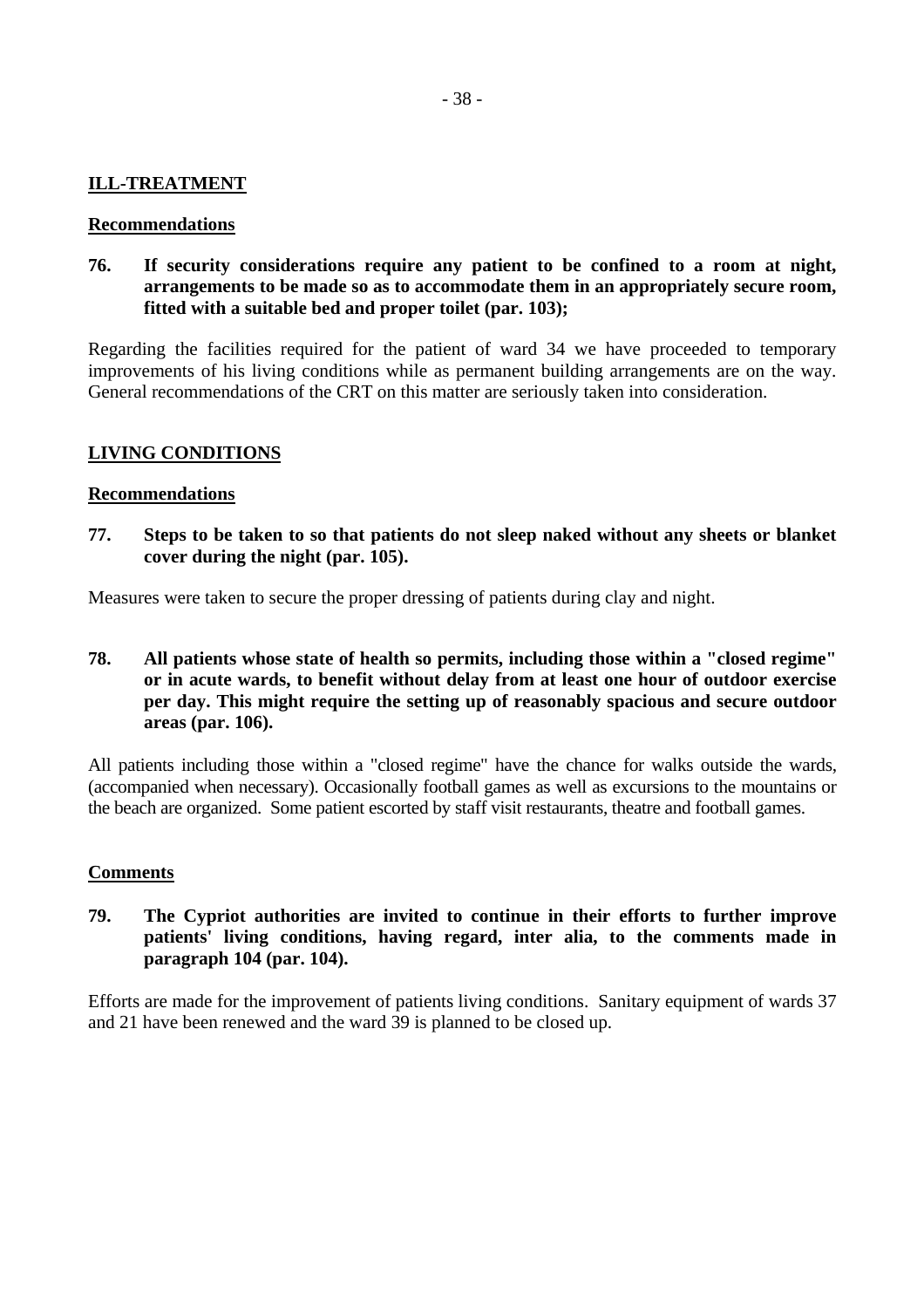**ILL-TREATMENT**

**Recommendations**

**76. If security considerations require any patient to be confined to a room at night, arrangements to be made so as to accommodate them in an appropriately secure room, fitted with a suitable bed and proper toilet (par. 103);**

Regarding the facilities required for the patient of ward 34 we have proceeded to temporary improvements of his living conditions while as permanent building arrangements are on the way. General recommendations of the CRT on this matter are seriously taken into consideration.

**LIVING CONDITIONS**

**Recommendations**

**77. Steps to be taken to so that patients do not sleep naked without any sheets or blanket cover during the night (par. 105).**

Measures were taken to secure the proper dressing of patients during clay and night.

**78. All patients whose state of health so permits, including those within a "closed regime" or in acute wards, to benefit without delay from at least one hour of outdoor exercise per day. This might require the setting up of reasonably spacious and secure outdoor areas (par. 106).**

All patients including those within a "closed regime" have the chance for walks outside the wards, (accompanied when necessary). Occasionally football games as well as excursions to the mountains or the beach are organized. Some patient escorted by staff visit restaurants, theatre and football games.

**Comments**

**79. The Cypriot authorities are invited to continue in their efforts to further improve patients' living conditions, having regard, inter alia, to the comments made in paragraph 104 (par. 104).**

Efforts are made for the improvement of patients living conditions. Sanitary equipment of wards 37 and 21 have been renewed and the ward 39 is planned to be closed up.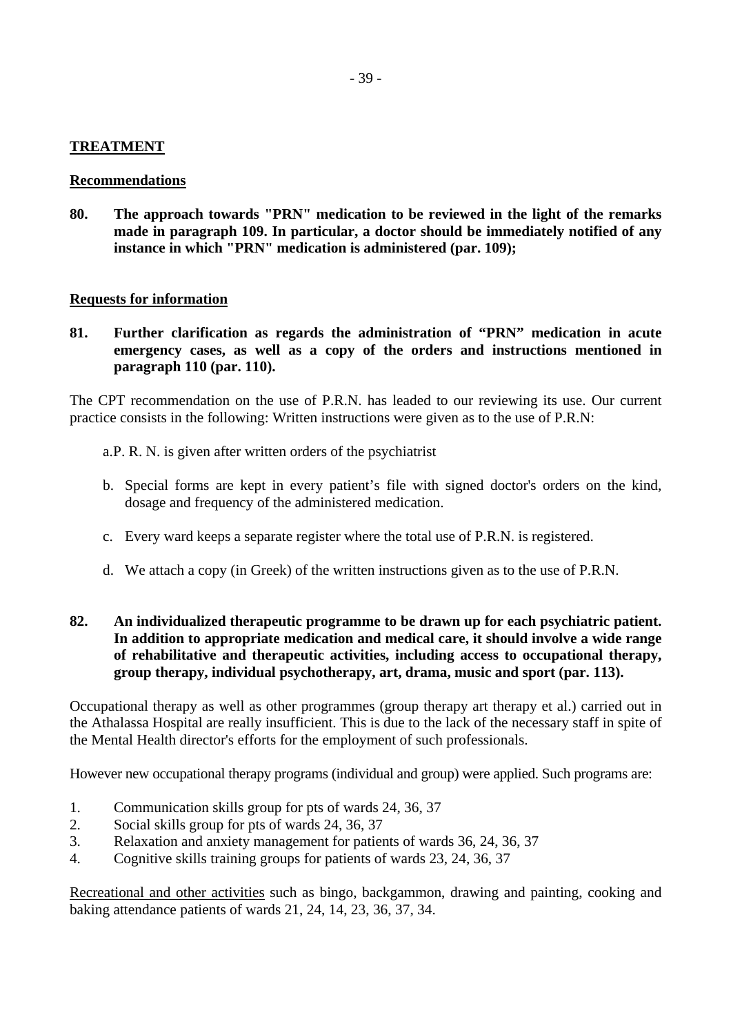**TREATMENT**

**Recommendations**

**80. The approach towards "PRN" medication to be reviewed in the light of the remarks made in paragraph 109. In particular, a doctor should be immediately notified of any instance in which "PRN" medication is administered (par. 109);**

**Requests for information**

**81. Further clarification as regards the administration of "PRN" medication in acute emergency cases, as well as a copy of the orders and instructions mentioned in paragraph 110 (par. 110).**

The CPT recommendation on the use of P.R.N. has leaded to our reviewing its use. Our current practice consists in the following: Written instructions were given as to the use of P.R.N:

a. P. R. N. is given after written orders of the psychiatrist

b. Special forms are kept in every patient's file with signed doctor's orders on the kind, dosage and frequency of the administered medication.

c. Every ward keeps a separate register where the total use of P.R.N. is registered.

d. We attach a copy (in Greek) of the written instructions given as to the use of P.R.N.

**82. An individualized therapeutic programme to be drawn up for each psychiatric patient. In addition to appropriate medication and medical care, it should involve a wide range of rehabilitative and therapeutic activities, including access to occupational therapy, group therapy, individual psychotherapy, art, drama, music and sport (par. 113).**

Occupational therapy as well as other programmes (group therapy art therapy et al.) carried out in the Athalassa Hospital are really insufficient. This is due to the lack of the necessary staff in spite of the Mental Health director's efforts for the employment of such professionals.

However new occupational therapy programs (individual and group) were applied. Such programs are:

1. Communication skills group for pts of wards 24, 36, 37
2. Social skills group for pts of wards 24, 36, 37
3. Relaxation and anxiety management for patients of wards 36, 24, 36, 37
4. Cognitive skills training groups for patients of wards 23, 24, 36, 37

Recreational and other activities such as bingo, backgammon, drawing and painting, cooking and baking attendance patients of wards 21, 24, 14, 23, 36, 37, 34.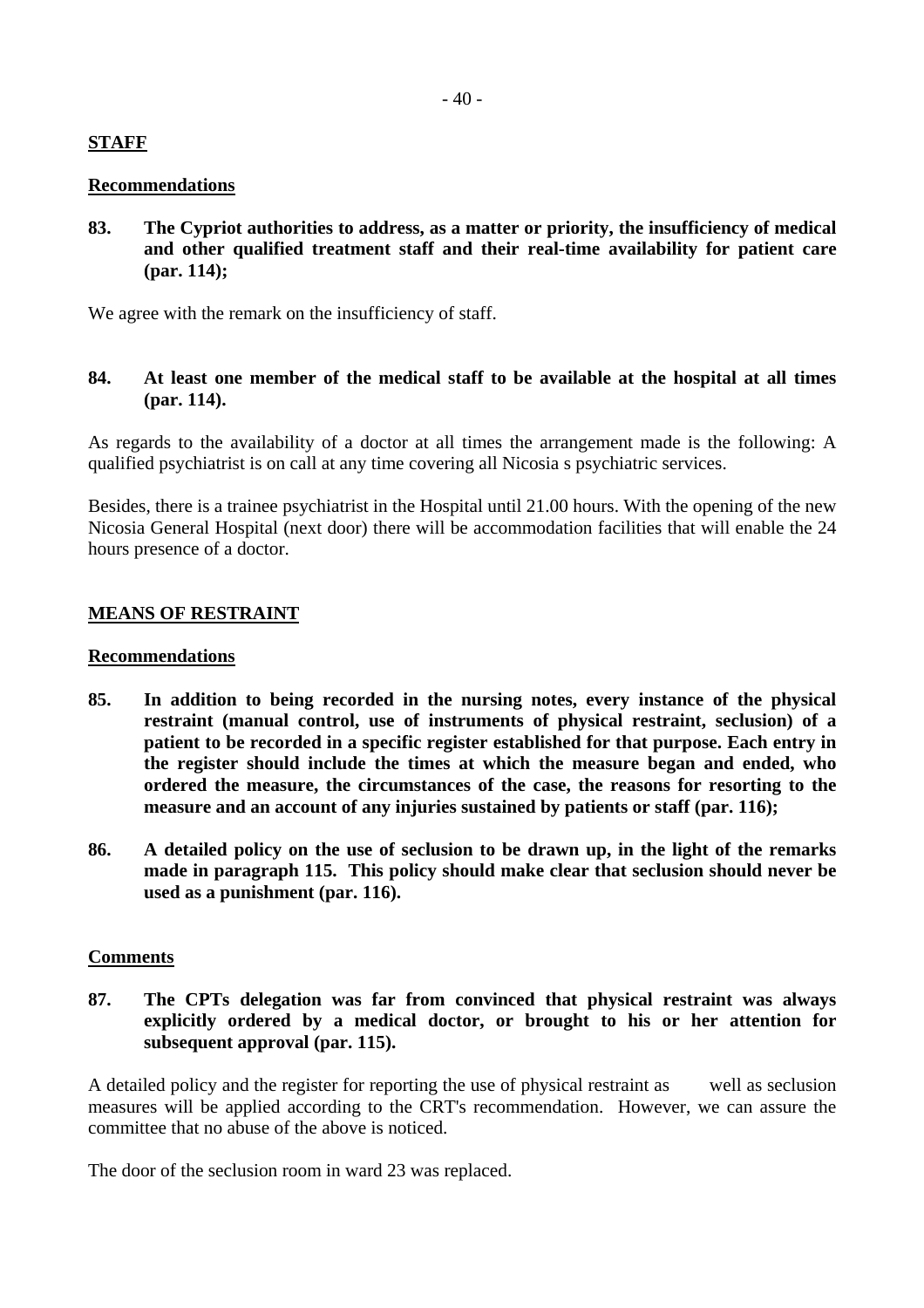## STAFF

### Recommendations

**83. The Cypriot authorities to address, as a matter or priority, the insufficiency of medical and other qualified treatment staff and their real-time availability for patient care (par. 114);**

We agree with the remark on the insufficiency of staff.

**84. At least one member of the medical staff to be available at the hospital at all times (par. 114).**

As regards to the availability of a doctor at all times the arrangement made is the following: A qualified psychiatrist is on call at any time covering all Nicosia s psychiatric services.

Besides, there is a trainee psychiatrist in the Hospital until 21.00 hours. With the opening of the new Nicosia General Hospital (next door) there will be accommodation facilities that will enable the 24 hours presence of a doctor.

## MEANS OF RESTRAINT

### Recommendations

**85. In addition to being recorded in the nursing notes, every instance of the physical restraint (manual control, use of instruments of physical restraint, seclusion) of a patient to be recorded in a specific register established for that purpose. Each entry in the register should include the times at which the measure began and ended, who ordered the measure, the circumstances of the case, the reasons for resorting to the measure and an account of any injuries sustained by patients or staff (par. 116);**

**86. A detailed policy on the use of seclusion to be drawn up, in the light of the remarks made in paragraph 115. This policy should make clear that seclusion should never be used as a punishment (par. 116).**

### Comments

**87. The CPTs delegation was far from convinced that physical restraint was always explicitly ordered by a medical doctor, or brought to his or her attention for subsequent approval (par. 115).**

A detailed policy and the register for reporting the use of physical restraint as well as seclusion measures will be applied according to the CRT's recommendation. However, we can assure the committee that no abuse of the above is noticed.

The door of the seclusion room in ward 23 was replaced.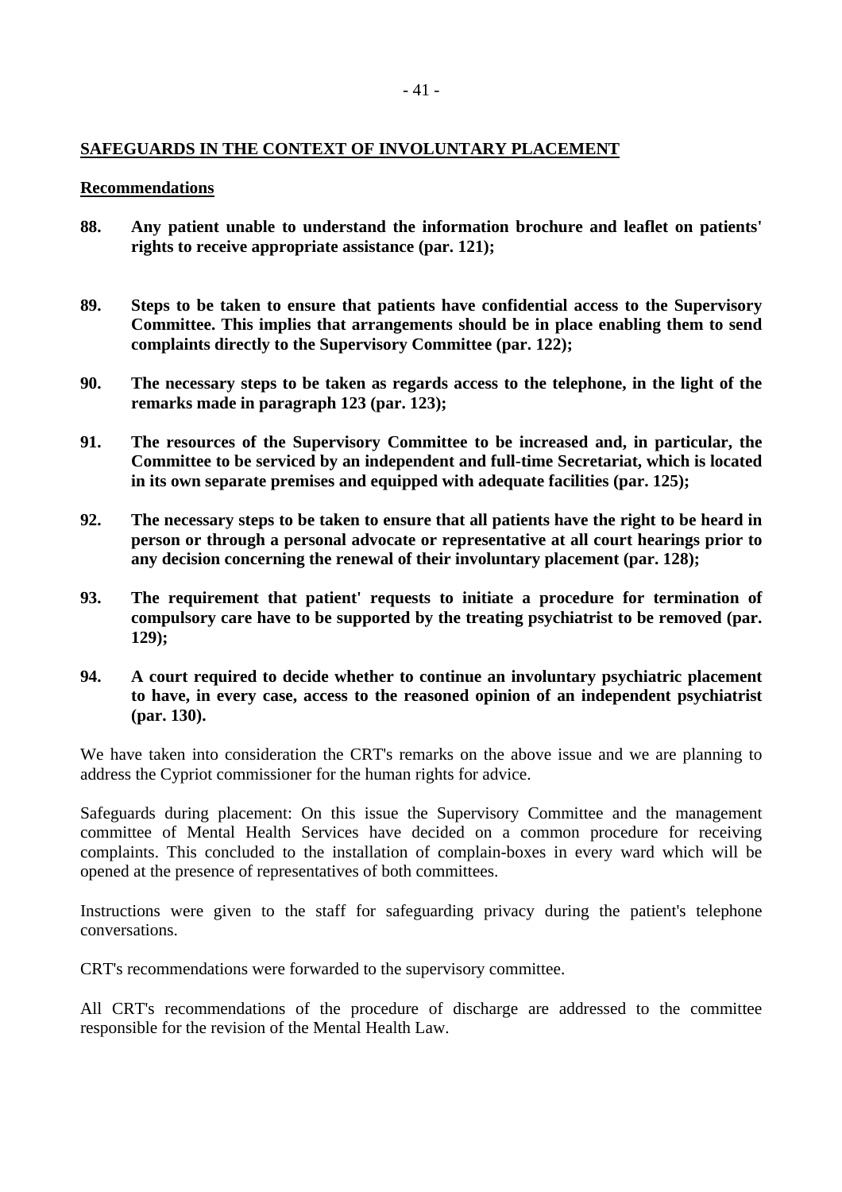## SAFEGUARDS IN THE CONTEXT OF INVOLUNTARY PLACEMENT

### Recommendations

**88. Any patient unable to understand the information brochure and leaflet on patients' rights to receive appropriate assistance (par. 121);**

**89. Steps to be taken to ensure that patients have confidential access to the Supervisory Committee. This implies that arrangements should be in place enabling them to send complaints directly to the Supervisory Committee (par. 122);**

**90. The necessary steps to be taken as regards access to the telephone, in the light of the remarks made in paragraph 123 (par. 123);**

**91. The resources of the Supervisory Committee to be increased and, in particular, the Committee to be serviced by an independent and full-time Secretariat, which is located in its own separate premises and equipped with adequate facilities (par. 125);**

**92. The necessary steps to be taken to ensure that all patients have the right to be heard in person or through a personal advocate or representative at all court hearings prior to any decision concerning the renewal of their involuntary placement (par. 128);**

**93. The requirement that patient' requests to initiate a procedure for termination of compulsory care have to be supported by the treating psychiatrist to be removed (par. 129);**

**94. A court required to decide whether to continue an involuntary psychiatric placement to have, in every case, access to the reasoned opinion of an independent psychiatrist (par. 130).**

We have taken into consideration the CRT's remarks on the above issue and we are planning to address the Cypriot commissioner for the human rights for advice.

Safeguards during placement: On this issue the Supervisory Committee and the management committee of Mental Health Services have decided on a common procedure for receiving complaints. This concluded to the installation of complain-boxes in every ward which will be opened at the presence of representatives of both committees.

Instructions were given to the staff for safeguarding privacy during the patient's telephone conversations.

CRT's recommendations were forwarded to the supervisory committee.

All CRT's recommendations of the procedure of discharge are addressed to the committee responsible for the revision of the Mental Health Law.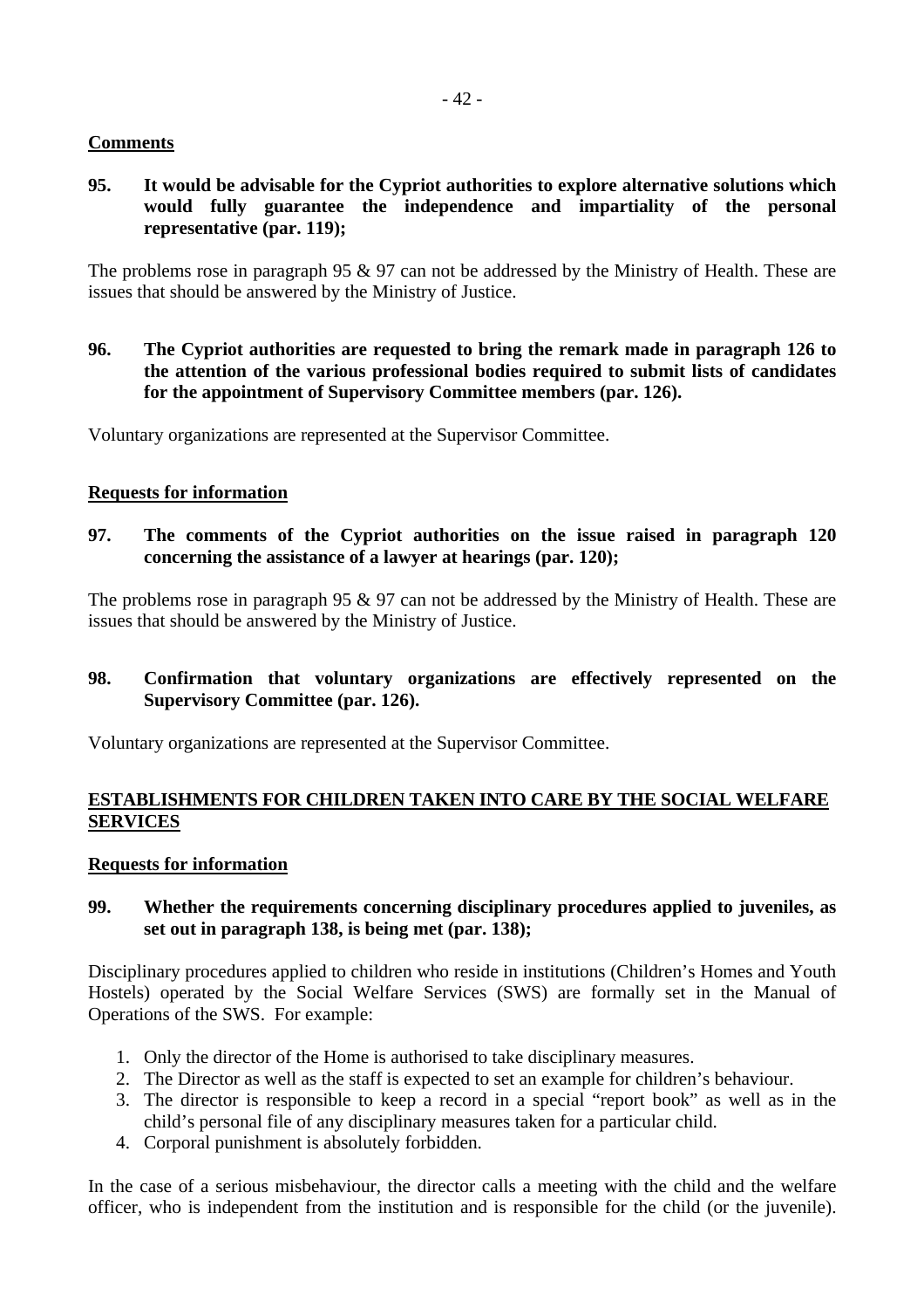**Comments**

**95. It would be advisable for the Cypriot authorities to explore alternative solutions which would fully guarantee the independence and impartiality of the personal representative (par. 119);**

The problems rose in paragraph 95 & 97 can not be addressed by the Ministry of Health. These are issues that should be answered by the Ministry of Justice.

**96. The Cypriot authorities are requested to bring the remark made in paragraph 126 to the attention of the various professional bodies required to submit lists of candidates for the appointment of Supervisory Committee members (par. 126).**

Voluntary organizations are represented at the Supervisor Committee.

**Requests for information**

**97. The comments of the Cypriot authorities on the issue raised in paragraph 120 concerning the assistance of a lawyer at hearings (par. 120);**

The problems rose in paragraph 95 & 97 can not be addressed by the Ministry of Health. These are issues that should be answered by the Ministry of Justice.

**98. Confirmation that voluntary organizations are effectively represented on the Supervisory Committee (par. 126).**

Voluntary organizations are represented at the Supervisor Committee.

**ESTABLISHMENTS FOR CHILDREN TAKEN INTO CARE BY THE SOCIAL WELFARE SERVICES**

**Requests for information**

**99. Whether the requirements concerning disciplinary procedures applied to juveniles, as set out in paragraph 138, is being met (par. 138);**

Disciplinary procedures applied to children who reside in institutions (Children's Homes and Youth Hostels) operated by the Social Welfare Services (SWS) are formally set in the Manual of Operations of the SWS. For example:

1. Only the director of the Home is authorised to take disciplinary measures.
2. The Director as well as the staff is expected to set an example for children's behaviour.
3. The director is responsible to keep a record in a special "report book" as well as in the child's personal file of any disciplinary measures taken for a particular child.
4. Corporal punishment is absolutely forbidden.

In the case of a serious misbehaviour, the director calls a meeting with the child and the welfare officer, who is independent from the institution and is responsible for the child (or the juvenile).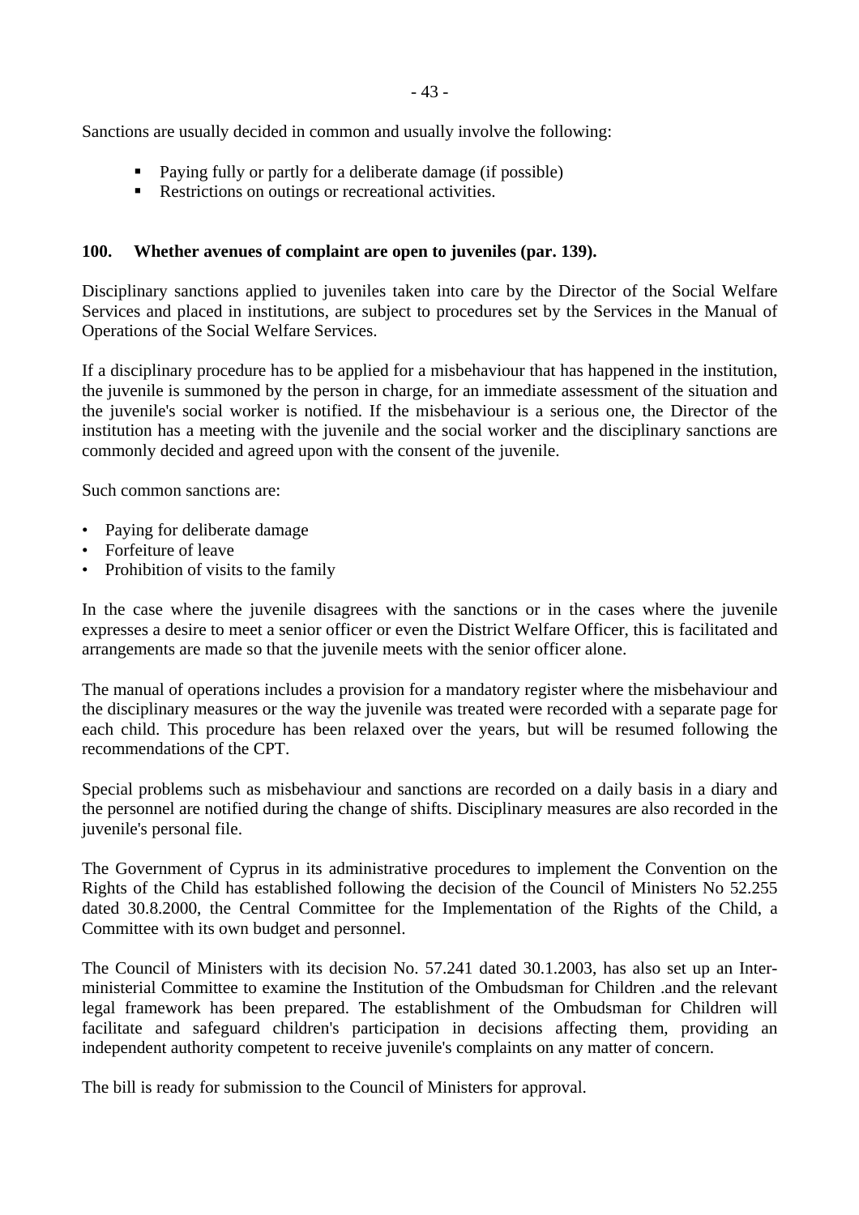Sanctions are usually decided in common and usually involve the following:

- Paying fully or partly for a deliberate damage (if possible)
- Restrictions on outings or recreational activities.

**100. Whether avenues of complaint are open to juveniles (par. 139).**

Disciplinary sanctions applied to juveniles taken into care by the Director of the Social Welfare Services and placed in institutions, are subject to procedures set by the Services in the Manual of Operations of the Social Welfare Services.

If a disciplinary procedure has to be applied for a misbehaviour that has happened in the institution, the juvenile is summoned by the person in charge, for an immediate assessment of the situation and the juvenile's social worker is notified. If the misbehaviour is a serious one, the Director of the institution has a meeting with the juvenile and the social worker and the disciplinary sanctions are commonly decided and agreed upon with the consent of the juvenile.

Such common sanctions are:

- Paying for deliberate damage
- Forfeiture of leave
- Prohibition of visits to the family

In the case where the juvenile disagrees with the sanctions or in the cases where the juvenile expresses a desire to meet a senior officer or even the District Welfare Officer, this is facilitated and arrangements are made so that the juvenile meets with the senior officer alone.

The manual of operations includes a provision for a mandatory register where the misbehaviour and the disciplinary measures or the way the juvenile was treated were recorded with a separate page for each child. This procedure has been relaxed over the years, but will be resumed following the recommendations of the CPT.

Special problems such as misbehaviour and sanctions are recorded on a daily basis in a diary and the personnel are notified during the change of shifts. Disciplinary measures are also recorded in the juvenile's personal file.

The Government of Cyprus in its administrative procedures to implement the Convention on the Rights of the Child has established following the decision of the Council of Ministers No 52.255 dated 30.8.2000, the Central Committee for the Implementation of the Rights of the Child, a Committee with its own budget and personnel.

The Council of Ministers with its decision No. 57.241 dated 30.1.2003, has also set up an Inter-ministerial Committee to examine the Institution of the Ombudsman for Children .and the relevant legal framework has been prepared. The establishment of the Ombudsman for Children will facilitate and safeguard children's participation in decisions affecting them, providing an independent authority competent to receive juvenile's complaints on any matter of concern.

The bill is ready for submission to the Council of Ministers for approval.